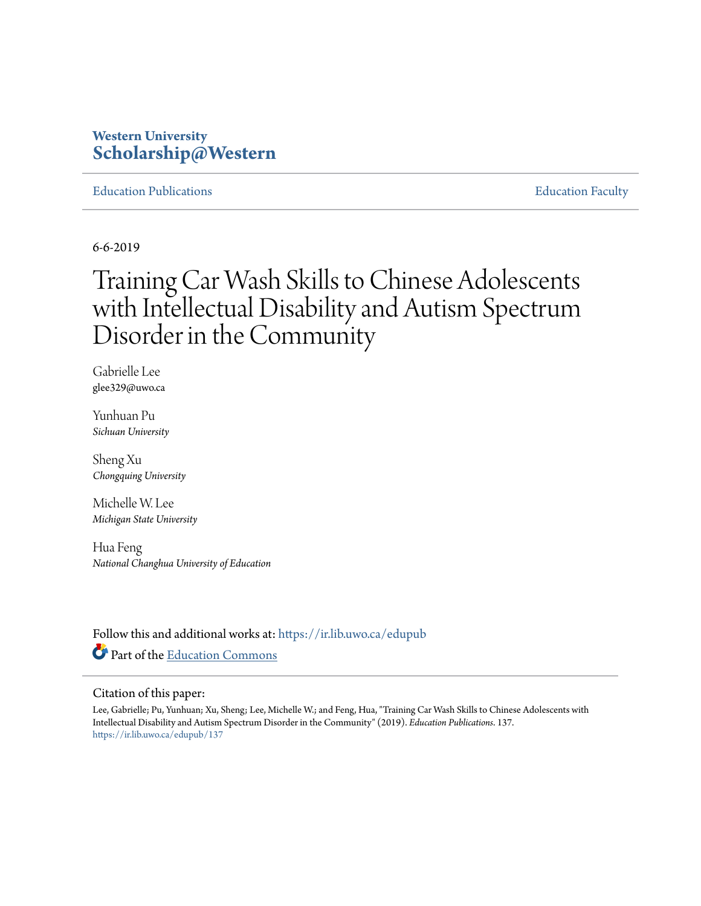Western University
Scholarship@Western

Education Publications | Education Faculty

6-6-2019

# Training Car Wash Skills to Chinese Adolescents with Intellectual Disability and Autism Spectrum Disorder in the Community

Gabrielle Lee
glee329@uwo.ca

Yunhuan Pu
*Sichuan University*

Sheng Xu
*Chongquing University*

Michelle W. Lee
*Michigan State University*

Hua Feng
*National Changhua University of Education*

Follow this and additional works at: https://ir.lib.uwo.ca/edupub

Part of the Education Commons

Citation of this paper:

Lee, Gabrielle; Pu, Yunhuan; Xu, Sheng; Lee, Michelle W.; and Feng, Hua, "Training Car Wash Skills to Chinese Adolescents with Intellectual Disability and Autism Spectrum Disorder in the Community" (2019). *Education Publications*. 137.
https://ir.lib.uwo.ca/edupub/137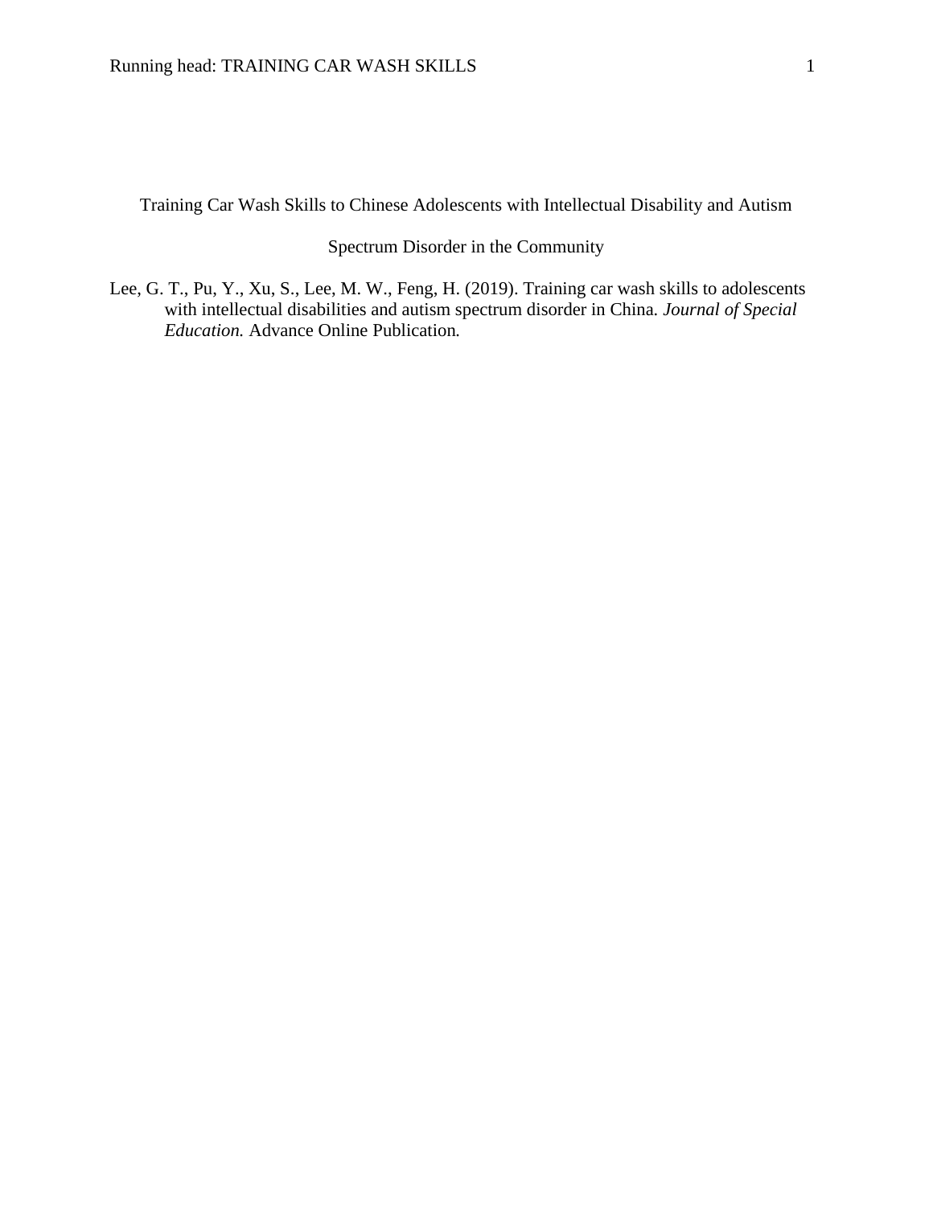# Training Car Wash Skills to Chinese Adolescents with Intellectual Disability and Autism Spectrum Disorder in the Community

Lee, G. T., Pu, Y., Xu, S., Lee, M. W., Feng, H. (2019). Training car wash skills to adolescents with intellectual disabilities and autism spectrum disorder in China. *Journal of Special Education.* Advance Online Publication.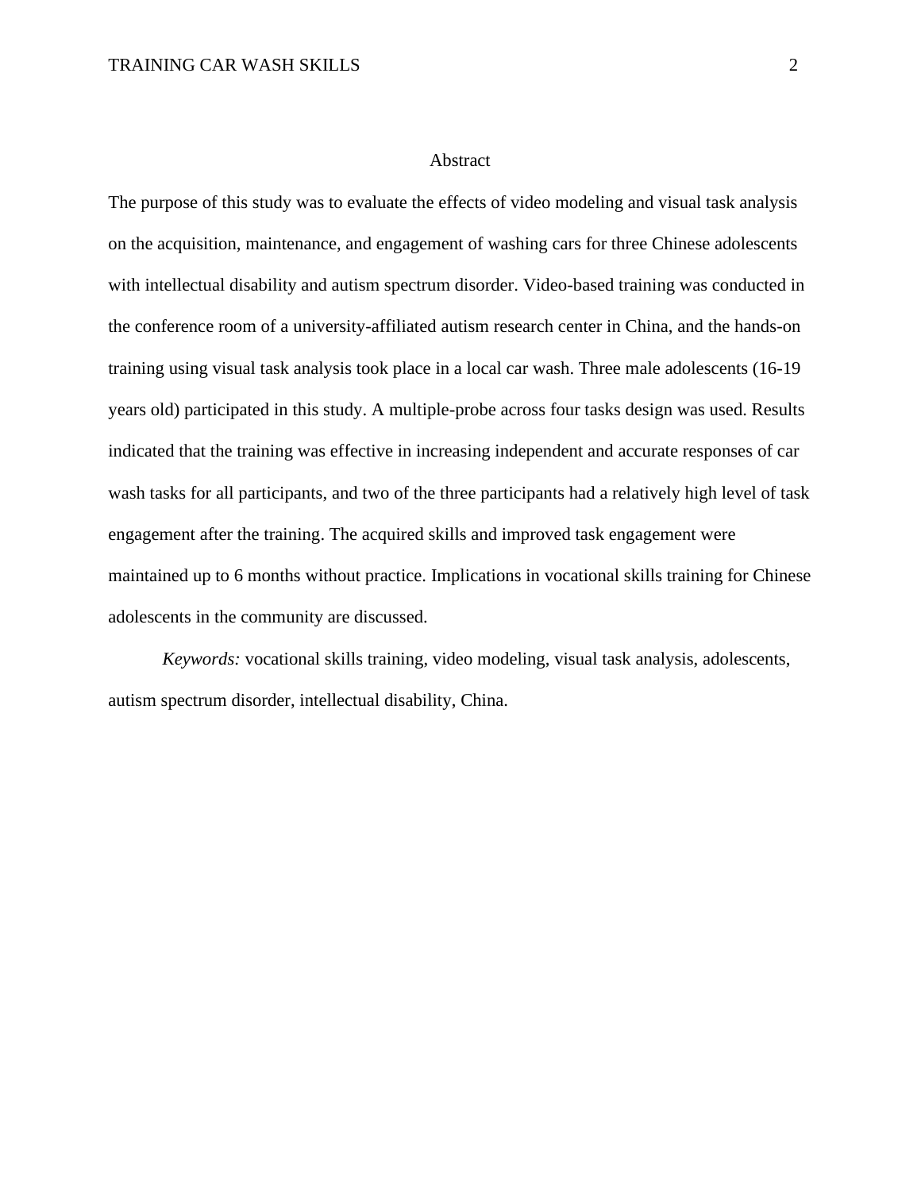# Abstract

The purpose of this study was to evaluate the effects of video modeling and visual task analysis on the acquisition, maintenance, and engagement of washing cars for three Chinese adolescents with intellectual disability and autism spectrum disorder. Video-based training was conducted in the conference room of a university-affiliated autism research center in China, and the hands-on training using visual task analysis took place in a local car wash. Three male adolescents (16-19 years old) participated in this study. A multiple-probe across four tasks design was used. Results indicated that the training was effective in increasing independent and accurate responses of car wash tasks for all participants, and two of the three participants had a relatively high level of task engagement after the training. The acquired skills and improved task engagement were maintained up to 6 months without practice. Implications in vocational skills training for Chinese adolescents in the community are discussed.

*Keywords:* vocational skills training, video modeling, visual task analysis, adolescents, autism spectrum disorder, intellectual disability, China.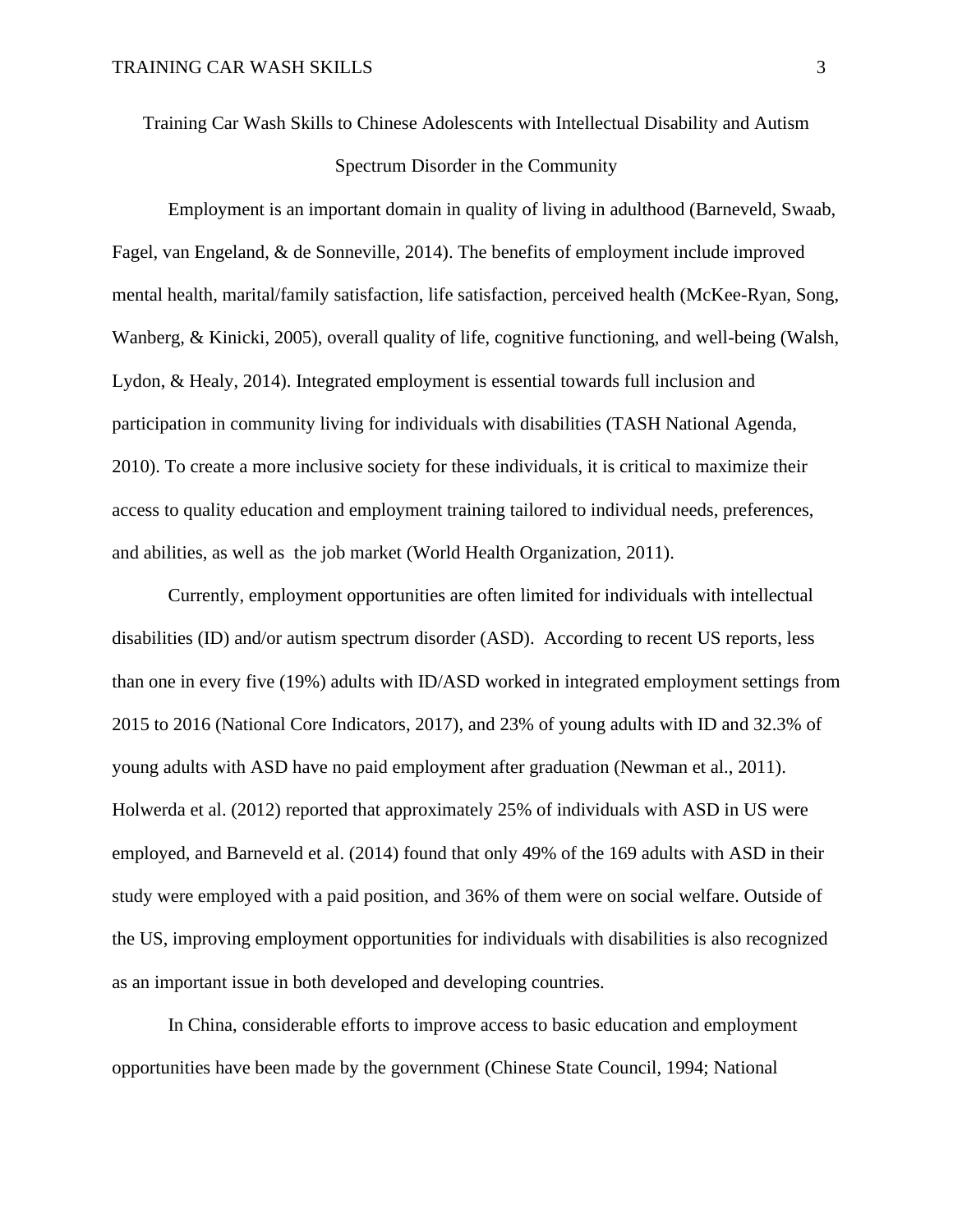# Training Car Wash Skills to Chinese Adolescents with Intellectual Disability and Autism Spectrum Disorder in the Community

Employment is an important domain in quality of living in adulthood (Barneveld, Swaab, Fagel, van Engeland, & de Sonneville, 2014). The benefits of employment include improved mental health, marital/family satisfaction, life satisfaction, perceived health (McKee-Ryan, Song, Wanberg, & Kinicki, 2005), overall quality of life, cognitive functioning, and well-being (Walsh, Lydon, & Healy, 2014). Integrated employment is essential towards full inclusion and participation in community living for individuals with disabilities (TASH National Agenda, 2010). To create a more inclusive society for these individuals, it is critical to maximize their access to quality education and employment training tailored to individual needs, preferences, and abilities, as well as the job market (World Health Organization, 2011).

Currently, employment opportunities are often limited for individuals with intellectual disabilities (ID) and/or autism spectrum disorder (ASD). According to recent US reports, less than one in every five (19%) adults with ID/ASD worked in integrated employment settings from 2015 to 2016 (National Core Indicators, 2017), and 23% of young adults with ID and 32.3% of young adults with ASD have no paid employment after graduation (Newman et al., 2011). Holwerda et al. (2012) reported that approximately 25% of individuals with ASD in US were employed, and Barneveld et al. (2014) found that only 49% of the 169 adults with ASD in their study were employed with a paid position, and 36% of them were on social welfare. Outside of the US, improving employment opportunities for individuals with disabilities is also recognized as an important issue in both developed and developing countries.

In China, considerable efforts to improve access to basic education and employment opportunities have been made by the government (Chinese State Council, 1994; National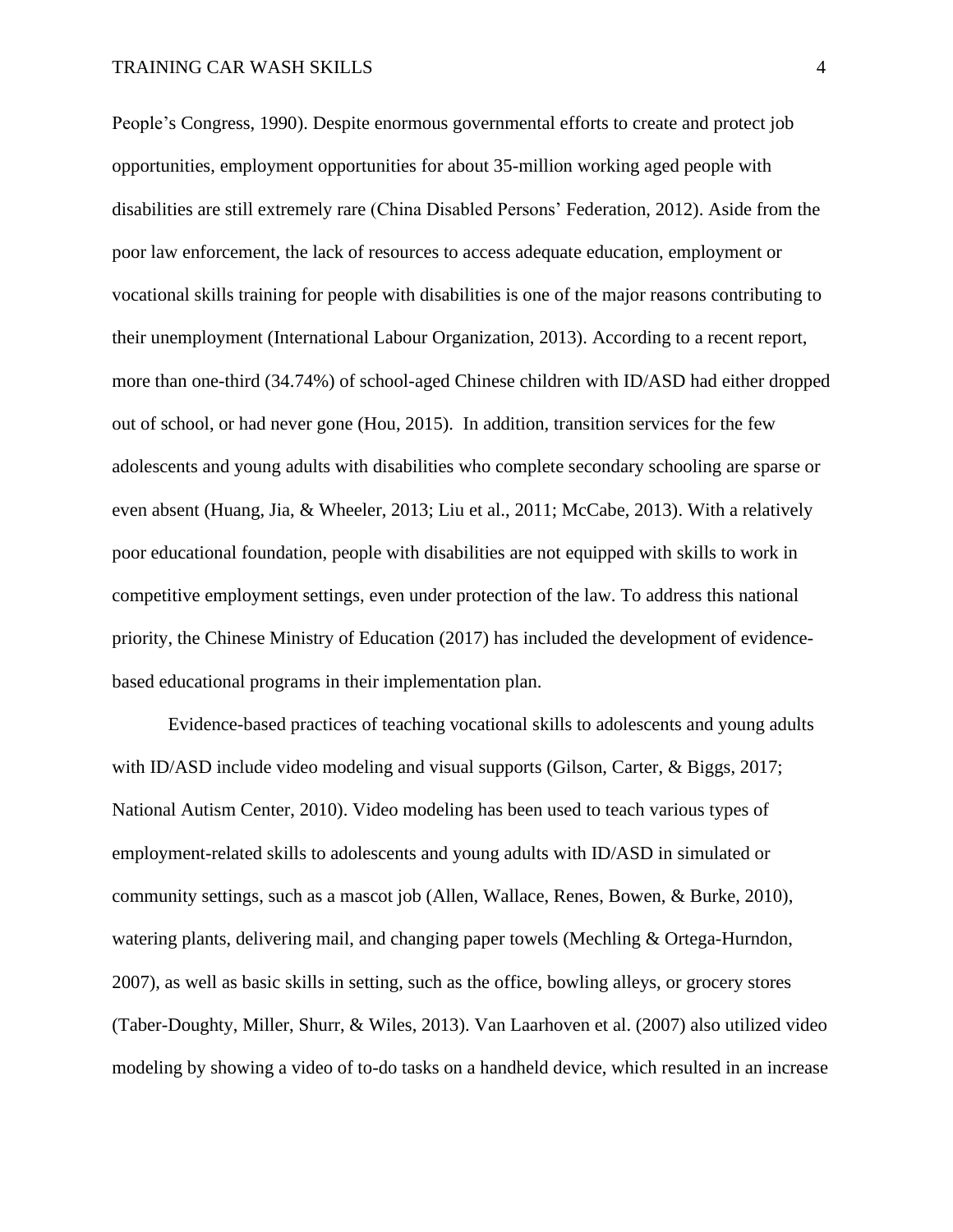People's Congress, 1990). Despite enormous governmental efforts to create and protect job opportunities, employment opportunities for about 35-million working aged people with disabilities are still extremely rare (China Disabled Persons' Federation, 2012). Aside from the poor law enforcement, the lack of resources to access adequate education, employment or vocational skills training for people with disabilities is one of the major reasons contributing to their unemployment (International Labour Organization, 2013). According to a recent report, more than one-third (34.74%) of school-aged Chinese children with ID/ASD had either dropped out of school, or had never gone (Hou, 2015). In addition, transition services for the few adolescents and young adults with disabilities who complete secondary schooling are sparse or even absent (Huang, Jia, & Wheeler, 2013; Liu et al., 2011; McCabe, 2013). With a relatively poor educational foundation, people with disabilities are not equipped with skills to work in competitive employment settings, even under protection of the law. To address this national priority, the Chinese Ministry of Education (2017) has included the development of evidence-based educational programs in their implementation plan.

Evidence-based practices of teaching vocational skills to adolescents and young adults with ID/ASD include video modeling and visual supports (Gilson, Carter, & Biggs, 2017; National Autism Center, 2010). Video modeling has been used to teach various types of employment-related skills to adolescents and young adults with ID/ASD in simulated or community settings, such as a mascot job (Allen, Wallace, Renes, Bowen, & Burke, 2010), watering plants, delivering mail, and changing paper towels (Mechling & Ortega-Hurndon, 2007), as well as basic skills in setting, such as the office, bowling alleys, or grocery stores (Taber-Doughty, Miller, Shurr, & Wiles, 2013). Van Laarhoven et al. (2007) also utilized video modeling by showing a video of to-do tasks on a handheld device, which resulted in an increase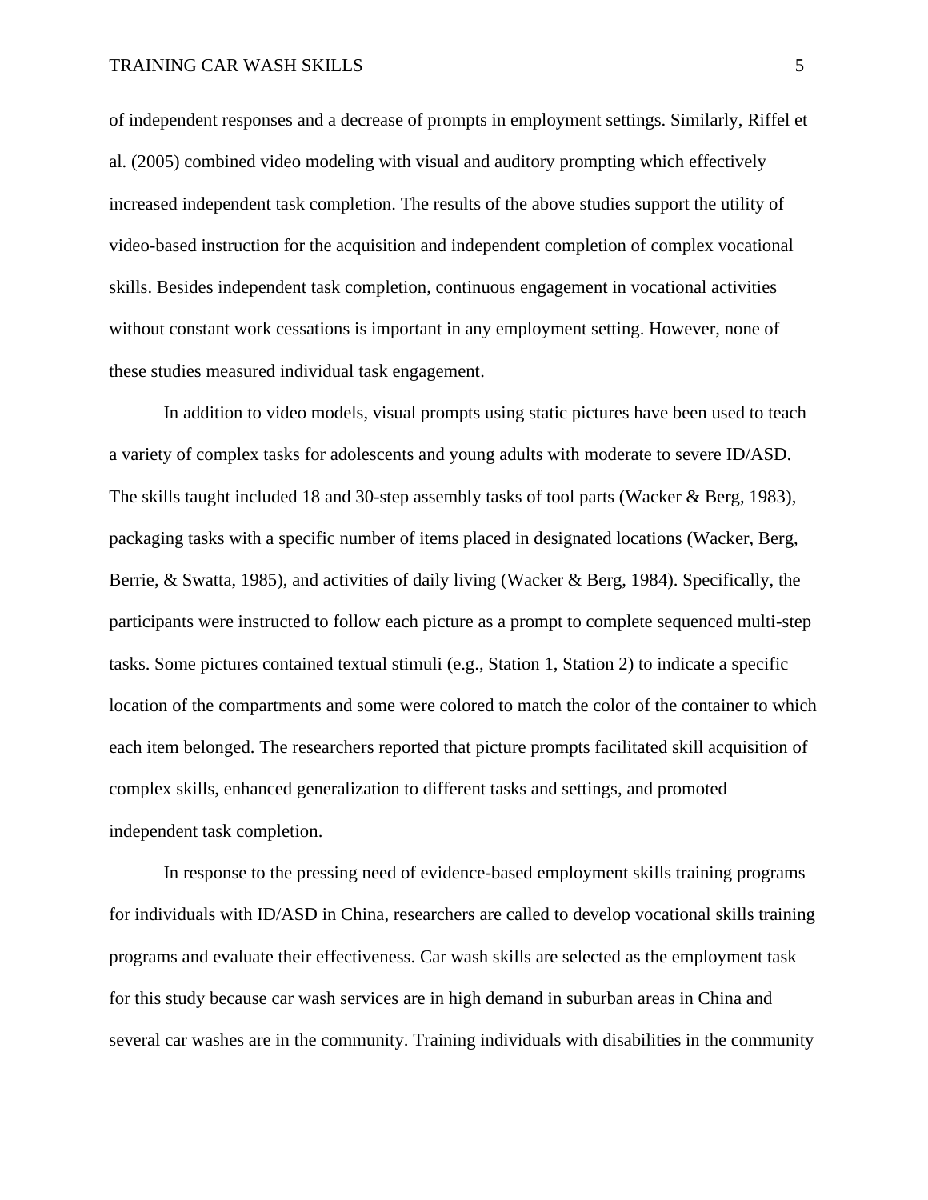of independent responses and a decrease of prompts in employment settings. Similarly, Riffel et al. (2005) combined video modeling with visual and auditory prompting which effectively increased independent task completion. The results of the above studies support the utility of video-based instruction for the acquisition and independent completion of complex vocational skills. Besides independent task completion, continuous engagement in vocational activities without constant work cessations is important in any employment setting. However, none of these studies measured individual task engagement.

In addition to video models, visual prompts using static pictures have been used to teach a variety of complex tasks for adolescents and young adults with moderate to severe ID/ASD. The skills taught included 18 and 30-step assembly tasks of tool parts (Wacker & Berg, 1983), packaging tasks with a specific number of items placed in designated locations (Wacker, Berg, Berrie, & Swatta, 1985), and activities of daily living (Wacker & Berg, 1984). Specifically, the participants were instructed to follow each picture as a prompt to complete sequenced multi-step tasks. Some pictures contained textual stimuli (e.g., Station 1, Station 2) to indicate a specific location of the compartments and some were colored to match the color of the container to which each item belonged. The researchers reported that picture prompts facilitated skill acquisition of complex skills, enhanced generalization to different tasks and settings, and promoted independent task completion.

In response to the pressing need of evidence-based employment skills training programs for individuals with ID/ASD in China, researchers are called to develop vocational skills training programs and evaluate their effectiveness. Car wash skills are selected as the employment task for this study because car wash services are in high demand in suburban areas in China and several car washes are in the community. Training individuals with disabilities in the community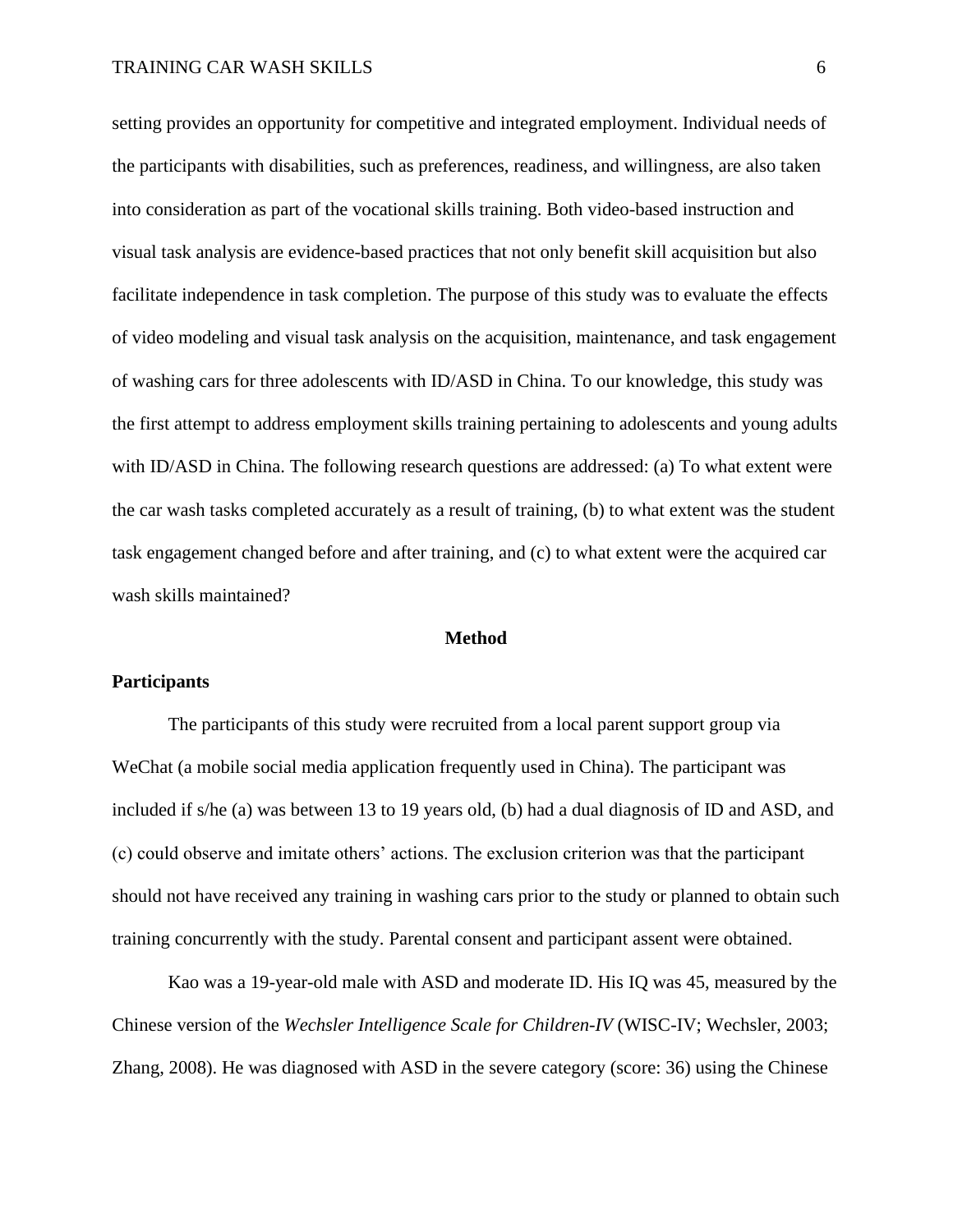setting provides an opportunity for competitive and integrated employment. Individual needs of the participants with disabilities, such as preferences, readiness, and willingness, are also taken into consideration as part of the vocational skills training. Both video-based instruction and visual task analysis are evidence-based practices that not only benefit skill acquisition but also facilitate independence in task completion. The purpose of this study was to evaluate the effects of video modeling and visual task analysis on the acquisition, maintenance, and task engagement of washing cars for three adolescents with ID/ASD in China. To our knowledge, this study was the first attempt to address employment skills training pertaining to adolescents and young adults with ID/ASD in China. The following research questions are addressed: (a) To what extent were the car wash tasks completed accurately as a result of training, (b) to what extent was the student task engagement changed before and after training, and (c) to what extent were the acquired car wash skills maintained?

## Method

### Participants

The participants of this study were recruited from a local parent support group via WeChat (a mobile social media application frequently used in China). The participant was included if s/he (a) was between 13 to 19 years old, (b) had a dual diagnosis of ID and ASD, and (c) could observe and imitate others' actions. The exclusion criterion was that the participant should not have received any training in washing cars prior to the study or planned to obtain such training concurrently with the study. Parental consent and participant assent were obtained.

Kao was a 19-year-old male with ASD and moderate ID. His IQ was 45, measured by the Chinese version of the *Wechsler Intelligence Scale for Children-IV* (WISC-IV; Wechsler, 2003; Zhang, 2008). He was diagnosed with ASD in the severe category (score: 36) using the Chinese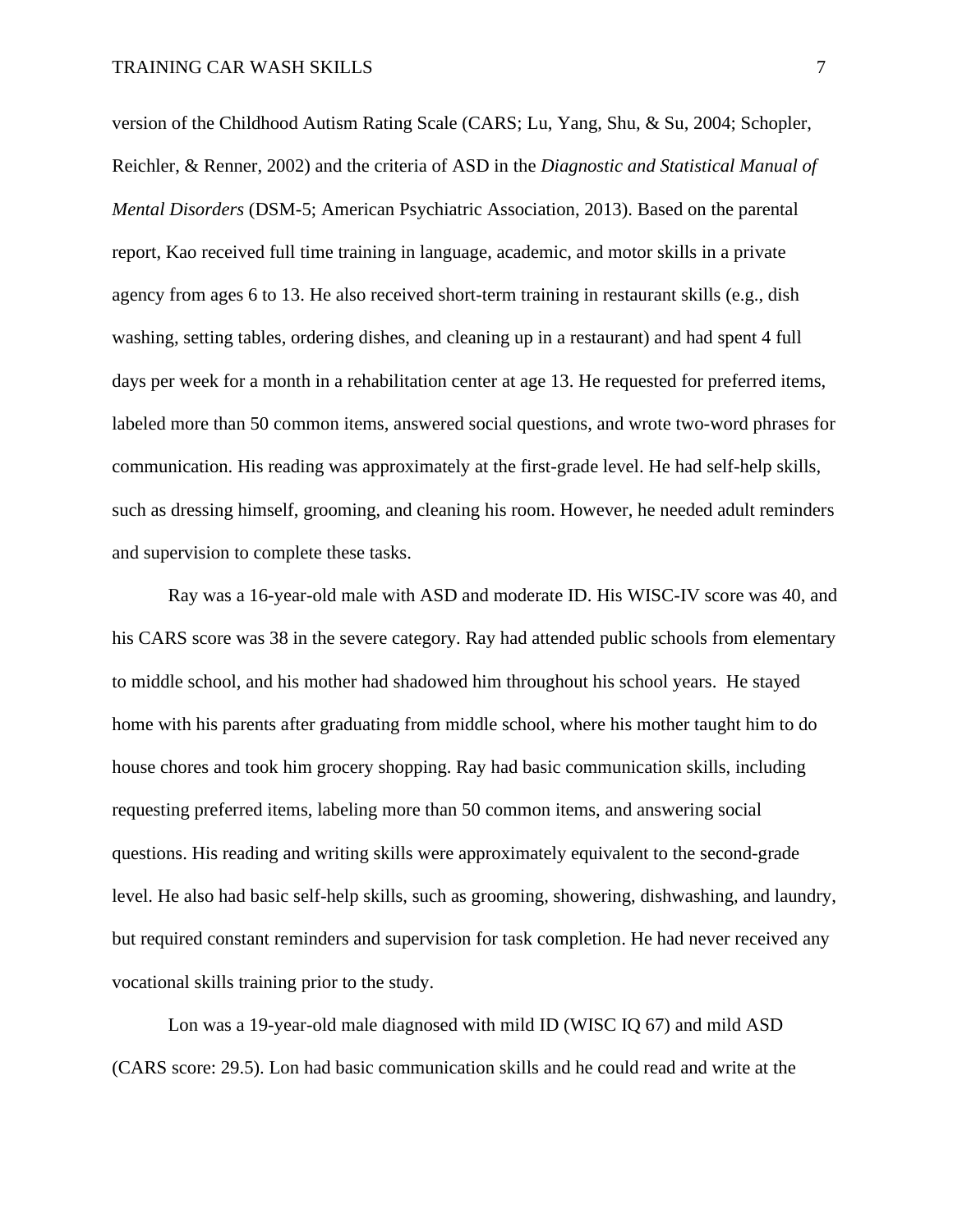version of the Childhood Autism Rating Scale (CARS; Lu, Yang, Shu, & Su, 2004; Schopler, Reichler, & Renner, 2002) and the criteria of ASD in the *Diagnostic and Statistical Manual of Mental Disorders* (DSM-5; American Psychiatric Association, 2013). Based on the parental report, Kao received full time training in language, academic, and motor skills in a private agency from ages 6 to 13. He also received short-term training in restaurant skills (e.g., dish washing, setting tables, ordering dishes, and cleaning up in a restaurant) and had spent 4 full days per week for a month in a rehabilitation center at age 13. He requested for preferred items, labeled more than 50 common items, answered social questions, and wrote two-word phrases for communication. His reading was approximately at the first-grade level. He had self-help skills, such as dressing himself, grooming, and cleaning his room. However, he needed adult reminders and supervision to complete these tasks.

Ray was a 16-year-old male with ASD and moderate ID. His WISC-IV score was 40, and his CARS score was 38 in the severe category. Ray had attended public schools from elementary to middle school, and his mother had shadowed him throughout his school years. He stayed home with his parents after graduating from middle school, where his mother taught him to do house chores and took him grocery shopping. Ray had basic communication skills, including requesting preferred items, labeling more than 50 common items, and answering social questions. His reading and writing skills were approximately equivalent to the second-grade level. He also had basic self-help skills, such as grooming, showering, dishwashing, and laundry, but required constant reminders and supervision for task completion. He had never received any vocational skills training prior to the study.

Lon was a 19-year-old male diagnosed with mild ID (WISC IQ 67) and mild ASD (CARS score: 29.5). Lon had basic communication skills and he could read and write at the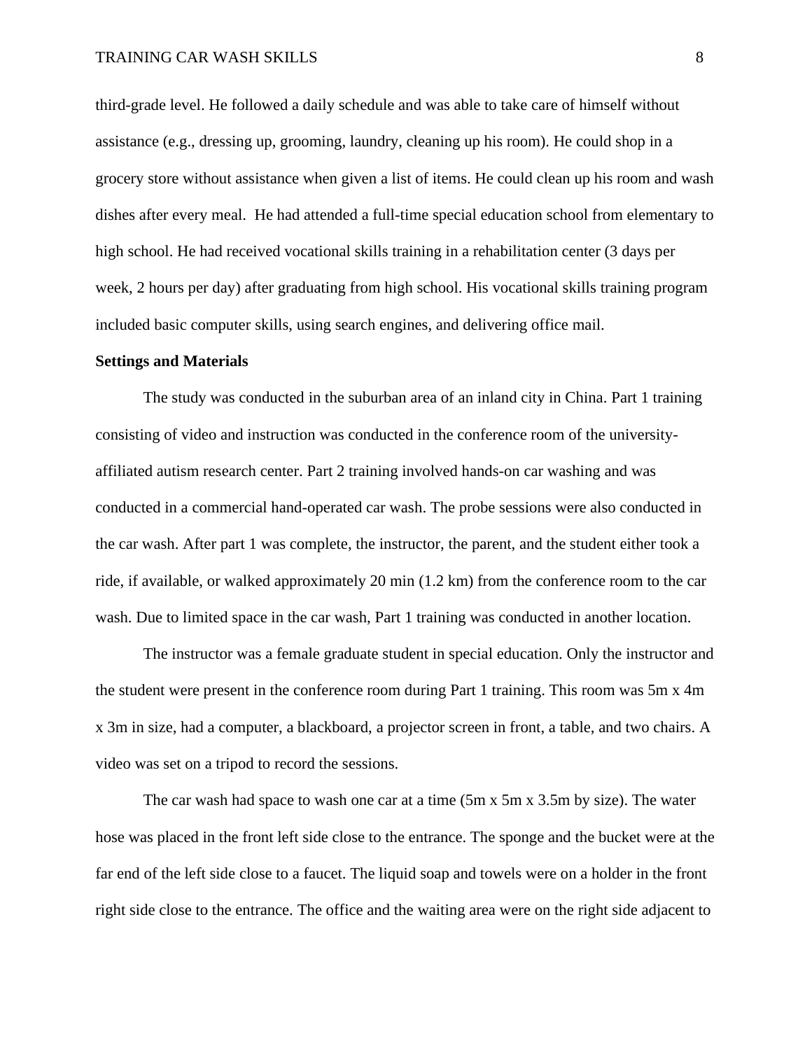third-grade level. He followed a daily schedule and was able to take care of himself without assistance (e.g., dressing up, grooming, laundry, cleaning up his room). He could shop in a grocery store without assistance when given a list of items. He could clean up his room and wash dishes after every meal.  He had attended a full-time special education school from elementary to high school. He had received vocational skills training in a rehabilitation center (3 days per week, 2 hours per day) after graduating from high school. His vocational skills training program included basic computer skills, using search engines, and delivering office mail.

**Settings and Materials**

The study was conducted in the suburban area of an inland city in China. Part 1 training consisting of video and instruction was conducted in the conference room of the university-affiliated autism research center. Part 2 training involved hands-on car washing and was conducted in a commercial hand-operated car wash. The probe sessions were also conducted in the car wash. After part 1 was complete, the instructor, the parent, and the student either took a ride, if available, or walked approximately 20 min (1.2 km) from the conference room to the car wash. Due to limited space in the car wash, Part 1 training was conducted in another location.

The instructor was a female graduate student in special education. Only the instructor and the student were present in the conference room during Part 1 training. This room was 5m x 4m x 3m in size, had a computer, a blackboard, a projector screen in front, a table, and two chairs. A video was set on a tripod to record the sessions.

The car wash had space to wash one car at a time (5m x 5m x 3.5m by size). The water hose was placed in the front left side close to the entrance. The sponge and the bucket were at the far end of the left side close to a faucet. The liquid soap and towels were on a holder in the front right side close to the entrance. The office and the waiting area were on the right side adjacent to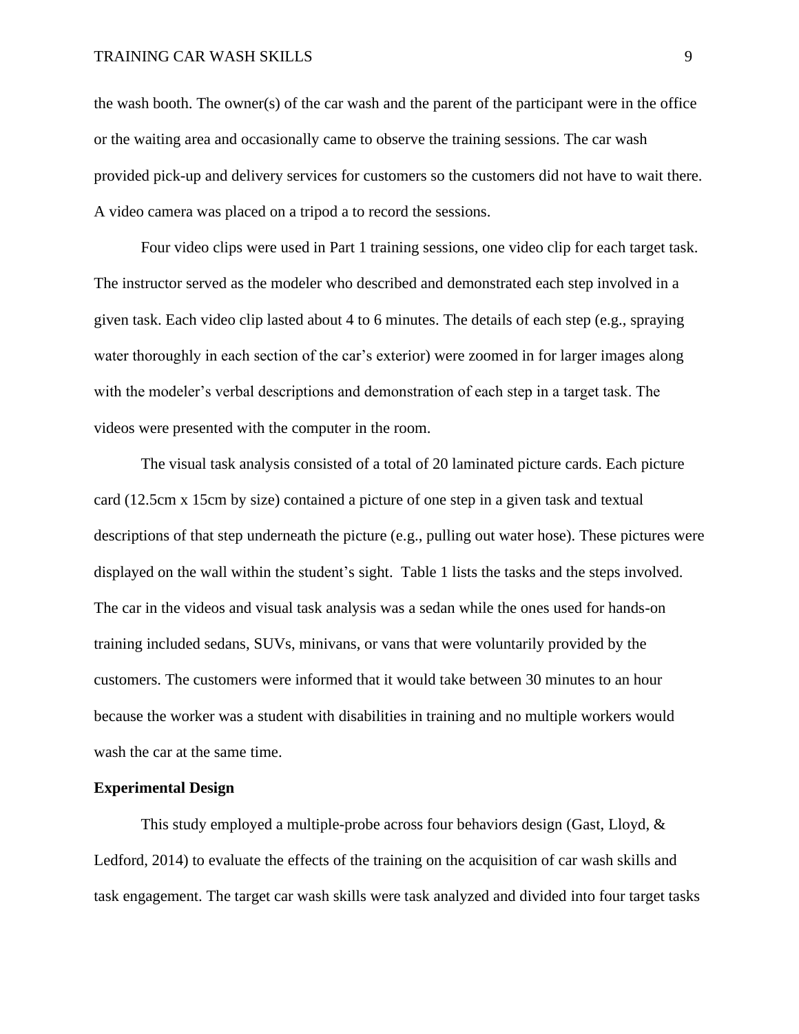the wash booth. The owner(s) of the car wash and the parent of the participant were in the office or the waiting area and occasionally came to observe the training sessions. The car wash provided pick-up and delivery services for customers so the customers did not have to wait there. A video camera was placed on a tripod a to record the sessions.

Four video clips were used in Part 1 training sessions, one video clip for each target task. The instructor served as the modeler who described and demonstrated each step involved in a given task. Each video clip lasted about 4 to 6 minutes. The details of each step (e.g., spraying water thoroughly in each section of the car's exterior) were zoomed in for larger images along with the modeler's verbal descriptions and demonstration of each step in a target task. The videos were presented with the computer in the room.

The visual task analysis consisted of a total of 20 laminated picture cards. Each picture card (12.5cm x 15cm by size) contained a picture of one step in a given task and textual descriptions of that step underneath the picture (e.g., pulling out water hose). These pictures were displayed on the wall within the student's sight.  Table 1 lists the tasks and the steps involved. The car in the videos and visual task analysis was a sedan while the ones used for hands-on training included sedans, SUVs, minivans, or vans that were voluntarily provided by the customers. The customers were informed that it would take between 30 minutes to an hour because the worker was a student with disabilities in training and no multiple workers would wash the car at the same time.

**Experimental Design**

This study employed a multiple-probe across four behaviors design (Gast, Lloyd, & Ledford, 2014) to evaluate the effects of the training on the acquisition of car wash skills and task engagement. The target car wash skills were task analyzed and divided into four target tasks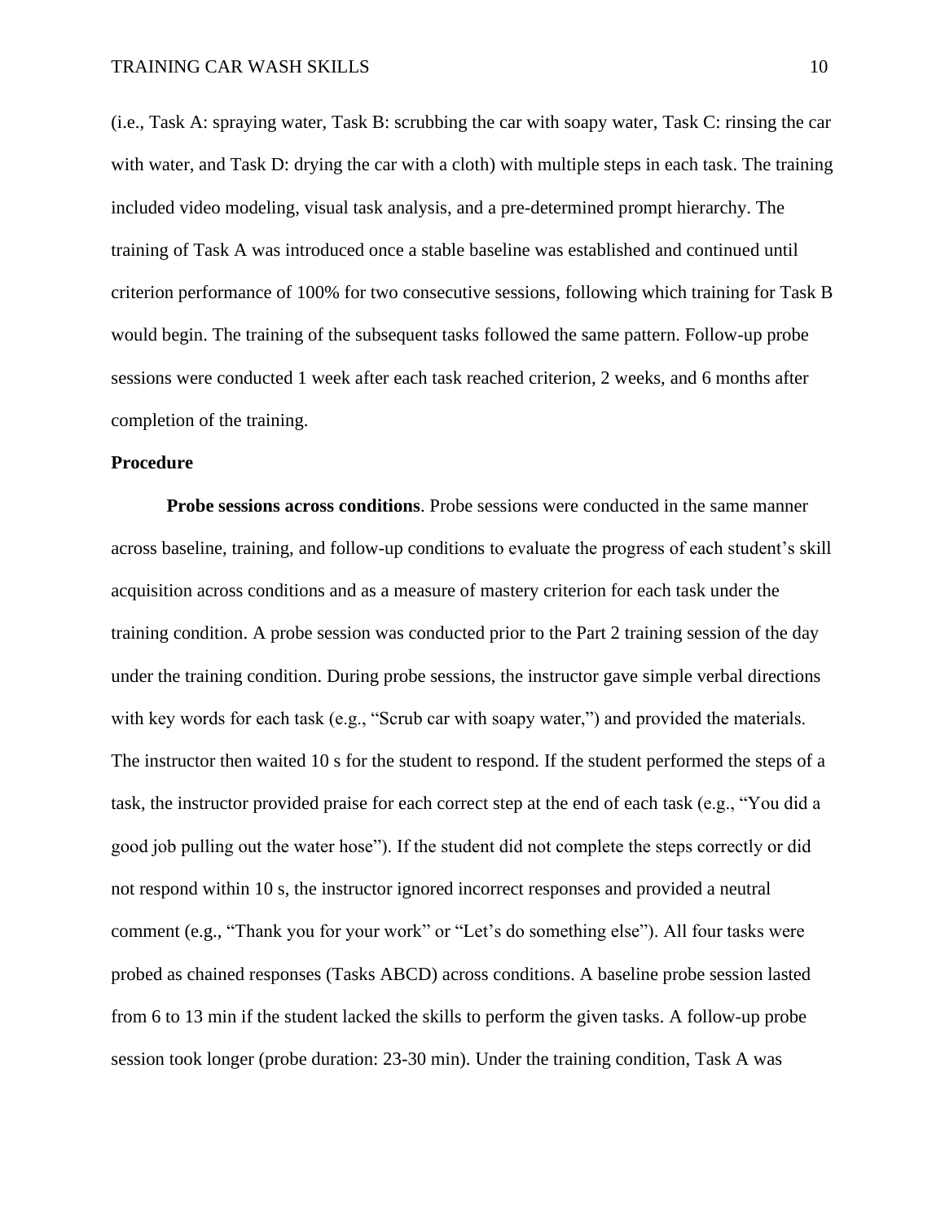(i.e., Task A: spraying water, Task B: scrubbing the car with soapy water, Task C: rinsing the car with water, and Task D: drying the car with a cloth) with multiple steps in each task. The training included video modeling, visual task analysis, and a pre-determined prompt hierarchy. The training of Task A was introduced once a stable baseline was established and continued until criterion performance of 100% for two consecutive sessions, following which training for Task B would begin. The training of the subsequent tasks followed the same pattern. Follow-up probe sessions were conducted 1 week after each task reached criterion, 2 weeks, and 6 months after completion of the training.

## Procedure

**Probe sessions across conditions**. Probe sessions were conducted in the same manner across baseline, training, and follow-up conditions to evaluate the progress of each student's skill acquisition across conditions and as a measure of mastery criterion for each task under the training condition. A probe session was conducted prior to the Part 2 training session of the day under the training condition. During probe sessions, the instructor gave simple verbal directions with key words for each task (e.g., "Scrub car with soapy water,") and provided the materials. The instructor then waited 10 s for the student to respond. If the student performed the steps of a task, the instructor provided praise for each correct step at the end of each task (e.g., "You did a good job pulling out the water hose"). If the student did not complete the steps correctly or did not respond within 10 s, the instructor ignored incorrect responses and provided a neutral comment (e.g., "Thank you for your work" or "Let's do something else"). All four tasks were probed as chained responses (Tasks ABCD) across conditions. A baseline probe session lasted from 6 to 13 min if the student lacked the skills to perform the given tasks. A follow-up probe session took longer (probe duration: 23-30 min). Under the training condition, Task A was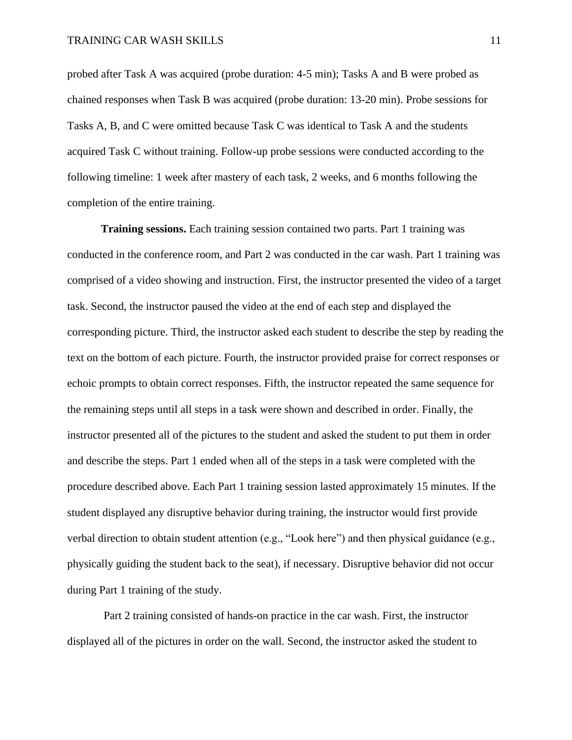probed after Task A was acquired (probe duration: 4-5 min); Tasks A and B were probed as chained responses when Task B was acquired (probe duration: 13-20 min). Probe sessions for Tasks A, B, and C were omitted because Task C was identical to Task A and the students acquired Task C without training. Follow-up probe sessions were conducted according to the following timeline: 1 week after mastery of each task, 2 weeks, and 6 months following the completion of the entire training.

**Training sessions.** Each training session contained two parts. Part 1 training was conducted in the conference room, and Part 2 was conducted in the car wash. Part 1 training was comprised of a video showing and instruction. First, the instructor presented the video of a target task. Second, the instructor paused the video at the end of each step and displayed the corresponding picture. Third, the instructor asked each student to describe the step by reading the text on the bottom of each picture. Fourth, the instructor provided praise for correct responses or echoic prompts to obtain correct responses. Fifth, the instructor repeated the same sequence for the remaining steps until all steps in a task were shown and described in order. Finally, the instructor presented all of the pictures to the student and asked the student to put them in order and describe the steps. Part 1 ended when all of the steps in a task were completed with the procedure described above. Each Part 1 training session lasted approximately 15 minutes. If the student displayed any disruptive behavior during training, the instructor would first provide verbal direction to obtain student attention (e.g., "Look here") and then physical guidance (e.g., physically guiding the student back to the seat), if necessary. Disruptive behavior did not occur during Part 1 training of the study.

Part 2 training consisted of hands-on practice in the car wash. First, the instructor displayed all of the pictures in order on the wall. Second, the instructor asked the student to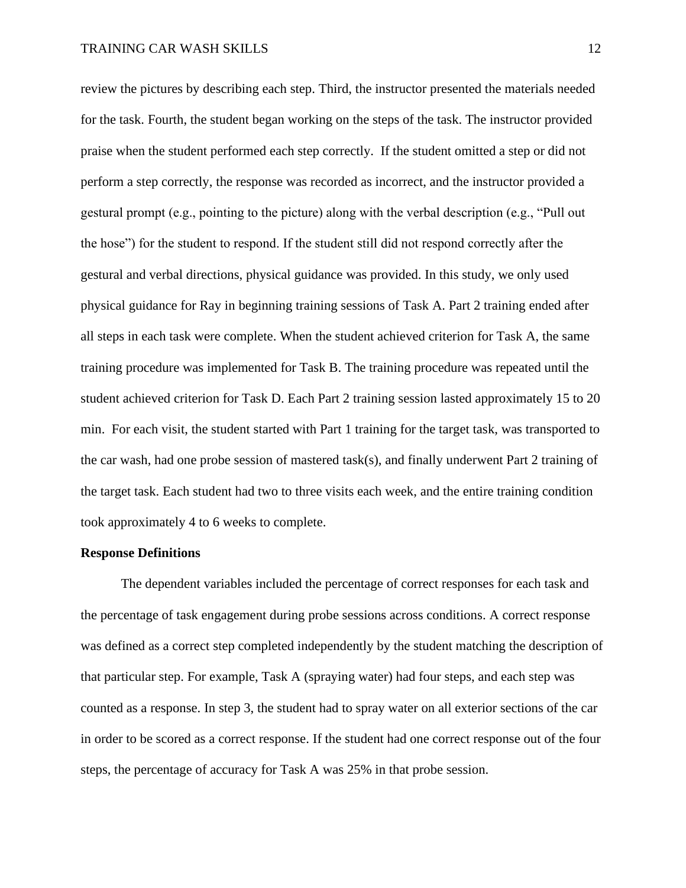review the pictures by describing each step. Third, the instructor presented the materials needed for the task. Fourth, the student began working on the steps of the task. The instructor provided praise when the student performed each step correctly. If the student omitted a step or did not perform a step correctly, the response was recorded as incorrect, and the instructor provided a gestural prompt (e.g., pointing to the picture) along with the verbal description (e.g., "Pull out the hose") for the student to respond. If the student still did not respond correctly after the gestural and verbal directions, physical guidance was provided. In this study, we only used physical guidance for Ray in beginning training sessions of Task A. Part 2 training ended after all steps in each task were complete. When the student achieved criterion for Task A, the same training procedure was implemented for Task B. The training procedure was repeated until the student achieved criterion for Task D. Each Part 2 training session lasted approximately 15 to 20 min. For each visit, the student started with Part 1 training for the target task, was transported to the car wash, had one probe session of mastered task(s), and finally underwent Part 2 training of the target task. Each student had two to three visits each week, and the entire training condition took approximately 4 to 6 weeks to complete.

**Response Definitions**

The dependent variables included the percentage of correct responses for each task and the percentage of task engagement during probe sessions across conditions. A correct response was defined as a correct step completed independently by the student matching the description of that particular step. For example, Task A (spraying water) had four steps, and each step was counted as a response. In step 3, the student had to spray water on all exterior sections of the car in order to be scored as a correct response. If the student had one correct response out of the four steps, the percentage of accuracy for Task A was 25% in that probe session.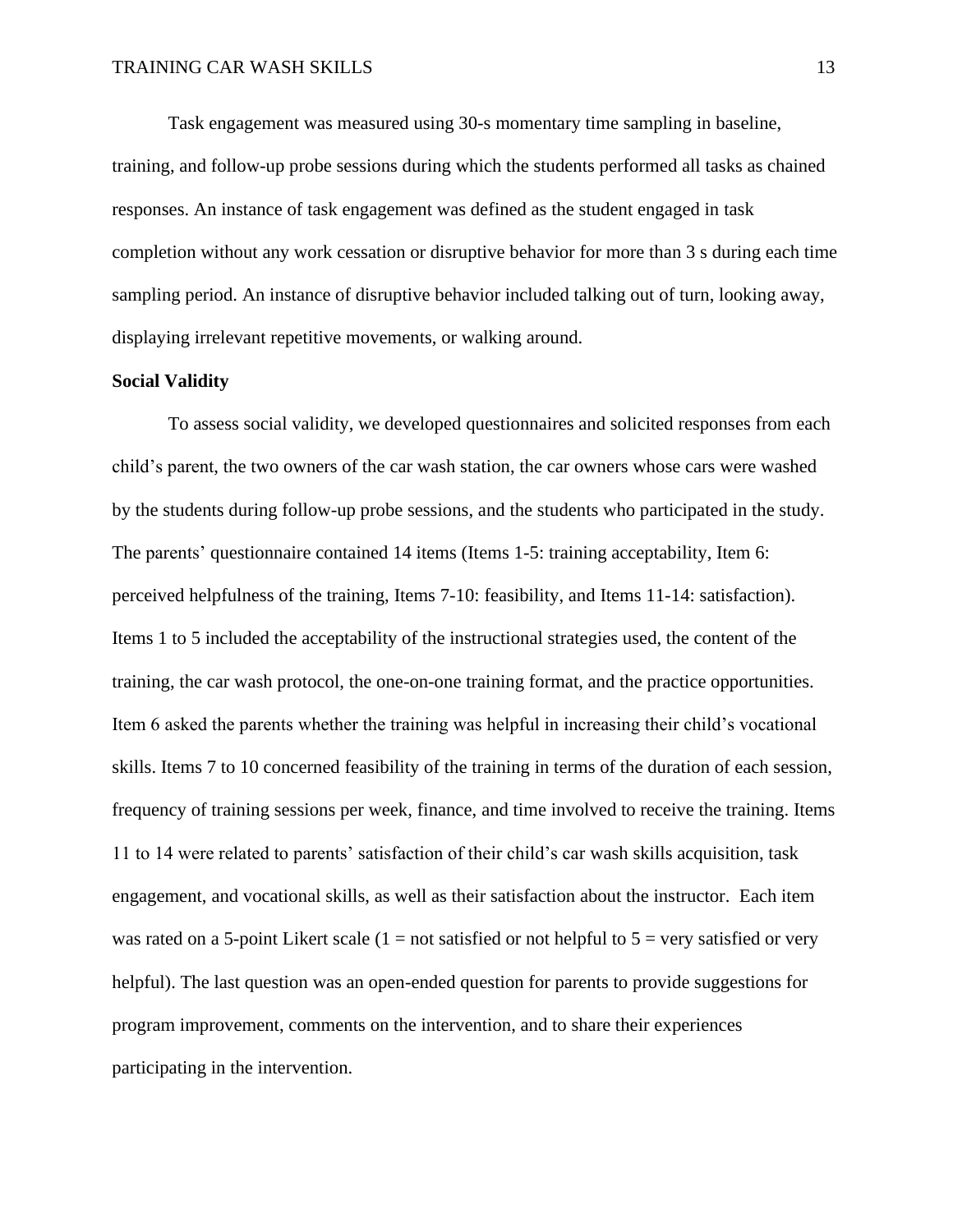Task engagement was measured using 30-s momentary time sampling in baseline, training, and follow-up probe sessions during which the students performed all tasks as chained responses. An instance of task engagement was defined as the student engaged in task completion without any work cessation or disruptive behavior for more than 3 s during each time sampling period. An instance of disruptive behavior included talking out of turn, looking away, displaying irrelevant repetitive movements, or walking around.

**Social Validity**

To assess social validity, we developed questionnaires and solicited responses from each child's parent, the two owners of the car wash station, the car owners whose cars were washed by the students during follow-up probe sessions, and the students who participated in the study. The parents' questionnaire contained 14 items (Items 1-5: training acceptability, Item 6: perceived helpfulness of the training, Items 7-10: feasibility, and Items 11-14: satisfaction). Items 1 to 5 included the acceptability of the instructional strategies used, the content of the training, the car wash protocol, the one-on-one training format, and the practice opportunities. Item 6 asked the parents whether the training was helpful in increasing their child's vocational skills. Items 7 to 10 concerned feasibility of the training in terms of the duration of each session, frequency of training sessions per week, finance, and time involved to receive the training. Items 11 to 14 were related to parents' satisfaction of their child's car wash skills acquisition, task engagement, and vocational skills, as well as their satisfaction about the instructor. Each item was rated on a 5-point Likert scale (1 = not satisfied or not helpful to 5 = very satisfied or very helpful). The last question was an open-ended question for parents to provide suggestions for program improvement, comments on the intervention, and to share their experiences participating in the intervention.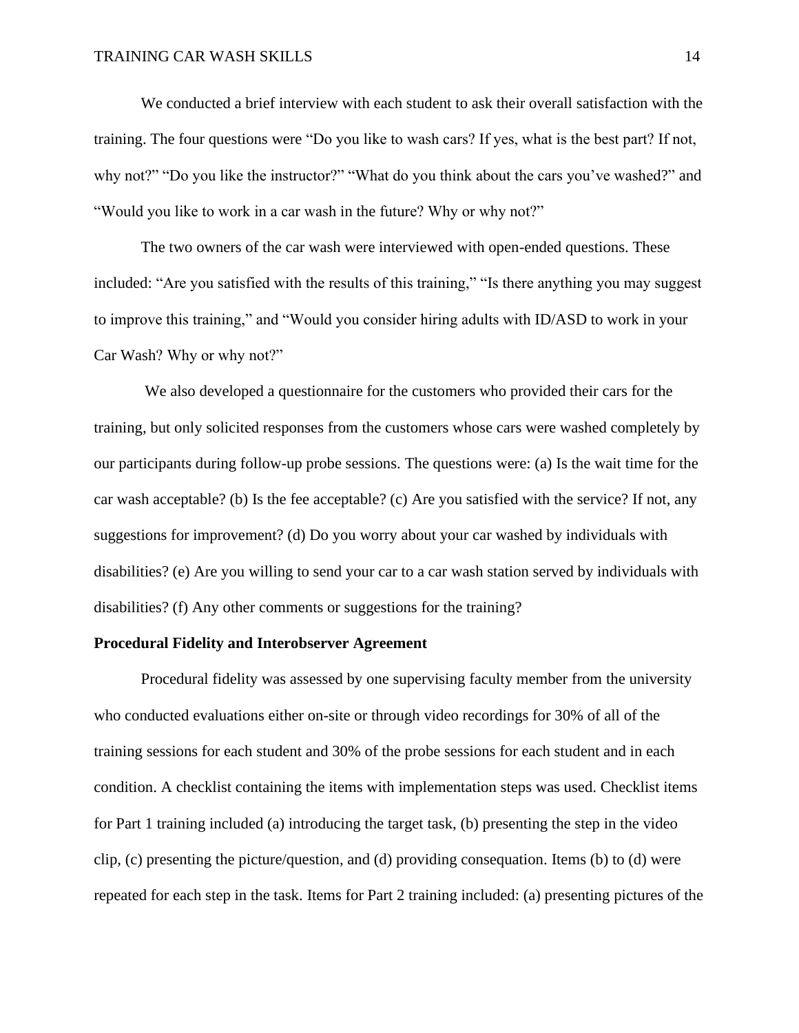We conducted a brief interview with each student to ask their overall satisfaction with the training. The four questions were “Do you like to wash cars? If yes, what is the best part? If not, why not?” “Do you like the instructor?” “What do you think about the cars you’ve washed?” and “Would you like to work in a car wash in the future? Why or why not?”

The two owners of the car wash were interviewed with open-ended questions. These included: “Are you satisfied with the results of this training,” “Is there anything you may suggest to improve this training,” and “Would you consider hiring adults with ID/ASD to work in your Car Wash? Why or why not?”

We also developed a questionnaire for the customers who provided their cars for the training, but only solicited responses from the customers whose cars were washed completely by our participants during follow-up probe sessions. The questions were: (a) Is the wait time for the car wash acceptable? (b) Is the fee acceptable? (c) Are you satisfied with the service? If not, any suggestions for improvement? (d) Do you worry about your car washed by individuals with disabilities? (e) Are you willing to send your car to a car wash station served by individuals with disabilities? (f) Any other comments or suggestions for the training?

**Procedural Fidelity and Interobserver Agreement**

Procedural fidelity was assessed by one supervising faculty member from the university who conducted evaluations either on-site or through video recordings for 30% of all of the training sessions for each student and 30% of the probe sessions for each student and in each condition. A checklist containing the items with implementation steps was used. Checklist items for Part 1 training included (a) introducing the target task, (b) presenting the step in the video clip, (c) presenting the picture/question, and (d) providing consequation. Items (b) to (d) were repeated for each step in the task. Items for Part 2 training included: (a) presenting pictures of the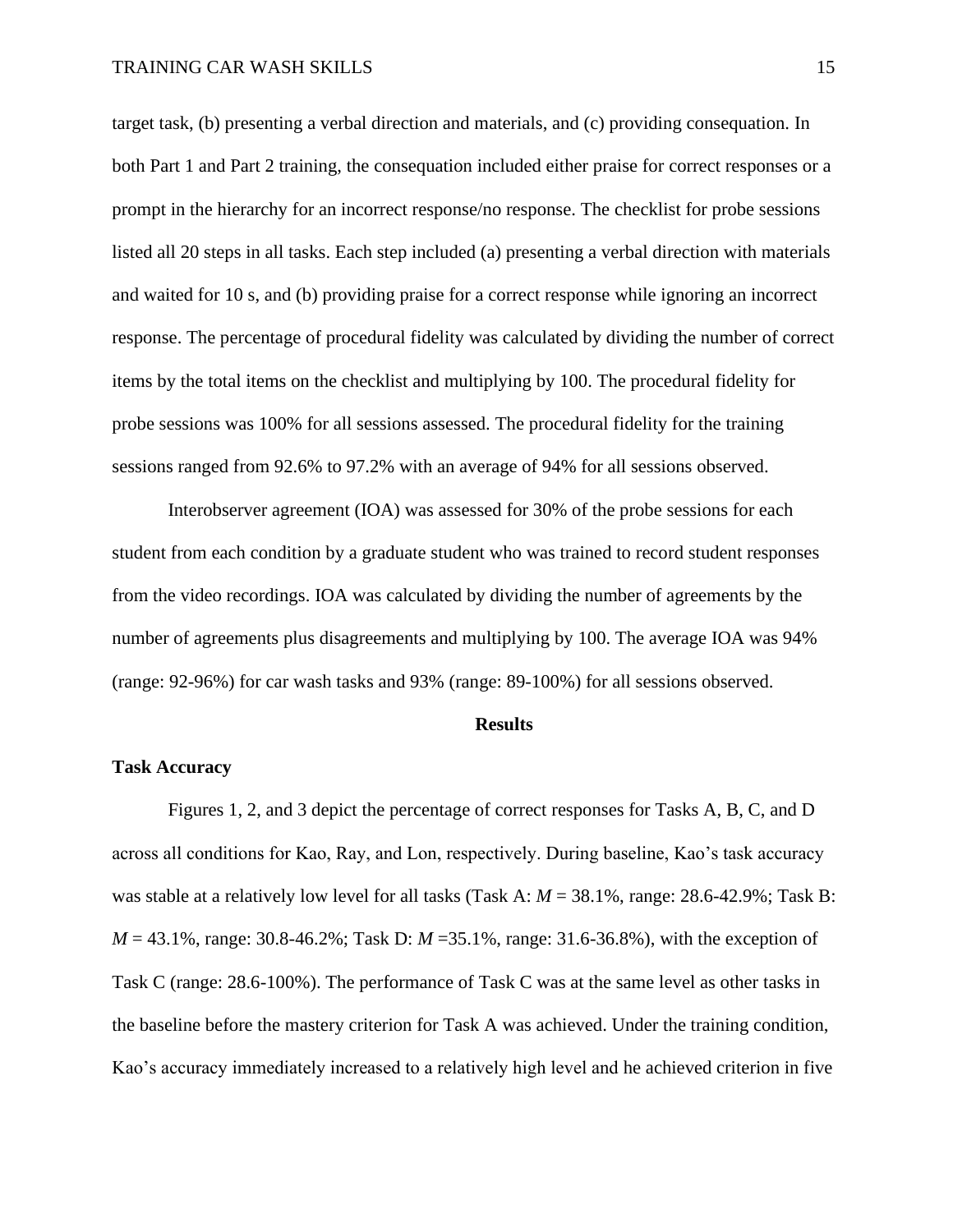target task, (b) presenting a verbal direction and materials, and (c) providing consequation. In both Part 1 and Part 2 training, the consequation included either praise for correct responses or a prompt in the hierarchy for an incorrect response/no response. The checklist for probe sessions listed all 20 steps in all tasks. Each step included (a) presenting a verbal direction with materials and waited for 10 s, and (b) providing praise for a correct response while ignoring an incorrect response. The percentage of procedural fidelity was calculated by dividing the number of correct items by the total items on the checklist and multiplying by 100. The procedural fidelity for probe sessions was 100% for all sessions assessed. The procedural fidelity for the training sessions ranged from 92.6% to 97.2% with an average of 94% for all sessions observed.

Interobserver agreement (IOA) was assessed for 30% of the probe sessions for each student from each condition by a graduate student who was trained to record student responses from the video recordings. IOA was calculated by dividing the number of agreements by the number of agreements plus disagreements and multiplying by 100. The average IOA was 94% (range: 92-96%) for car wash tasks and 93% (range: 89-100%) for all sessions observed.

## Results

### Task Accuracy

Figures 1, 2, and 3 depict the percentage of correct responses for Tasks A, B, C, and D across all conditions for Kao, Ray, and Lon, respectively. During baseline, Kao's task accuracy was stable at a relatively low level for all tasks (Task A: $M$ = 38.1%, range: 28.6-42.9%; Task B: $M$ = 43.1%, range: 30.8-46.2%; Task D: $M$ =35.1%, range: 31.6-36.8%), with the exception of Task C (range: 28.6-100%). The performance of Task C was at the same level as other tasks in the baseline before the mastery criterion for Task A was achieved. Under the training condition, Kao's accuracy immediately increased to a relatively high level and he achieved criterion in five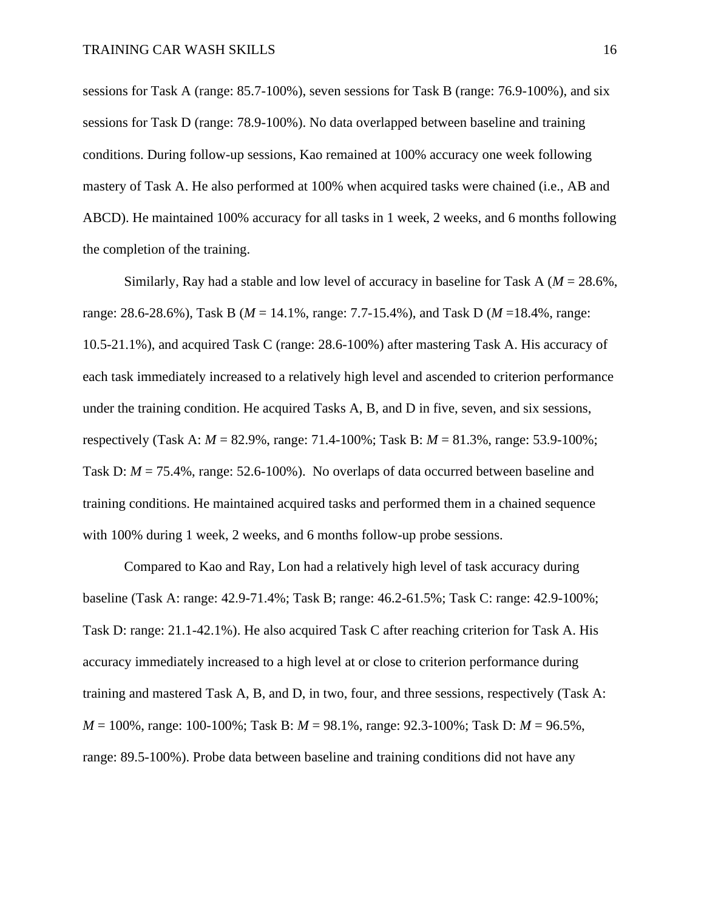sessions for Task A (range: 85.7-100%), seven sessions for Task B (range: 76.9-100%), and six sessions for Task D (range: 78.9-100%). No data overlapped between baseline and training conditions. During follow-up sessions, Kao remained at 100% accuracy one week following mastery of Task A. He also performed at 100% when acquired tasks were chained (i.e., AB and ABCD). He maintained 100% accuracy for all tasks in 1 week, 2 weeks, and 6 months following the completion of the training.

Similarly, Ray had a stable and low level of accuracy in baseline for Task A (*M* = 28.6%, range: 28.6-28.6%), Task B (*M* = 14.1%, range: 7.7-15.4%), and Task D (*M* =18.4%, range: 10.5-21.1%), and acquired Task C (range: 28.6-100%) after mastering Task A. His accuracy of each task immediately increased to a relatively high level and ascended to criterion performance under the training condition. He acquired Tasks A, B, and D in five, seven, and six sessions, respectively (Task A: *M* = 82.9%, range: 71.4-100%; Task B: *M* = 81.3%, range: 53.9-100%; Task D: *M* = 75.4%, range: 52.6-100%). No overlaps of data occurred between baseline and training conditions. He maintained acquired tasks and performed them in a chained sequence with 100% during 1 week, 2 weeks, and 6 months follow-up probe sessions.

Compared to Kao and Ray, Lon had a relatively high level of task accuracy during baseline (Task A: range: 42.9-71.4%; Task B; range: 46.2-61.5%; Task C: range: 42.9-100%; Task D: range: 21.1-42.1%). He also acquired Task C after reaching criterion for Task A. His accuracy immediately increased to a high level at or close to criterion performance during training and mastered Task A, B, and D, in two, four, and three sessions, respectively (Task A: *M* = 100%, range: 100-100%; Task B: *M* = 98.1%, range: 92.3-100%; Task D: *M* = 96.5%, range: 89.5-100%). Probe data between baseline and training conditions did not have any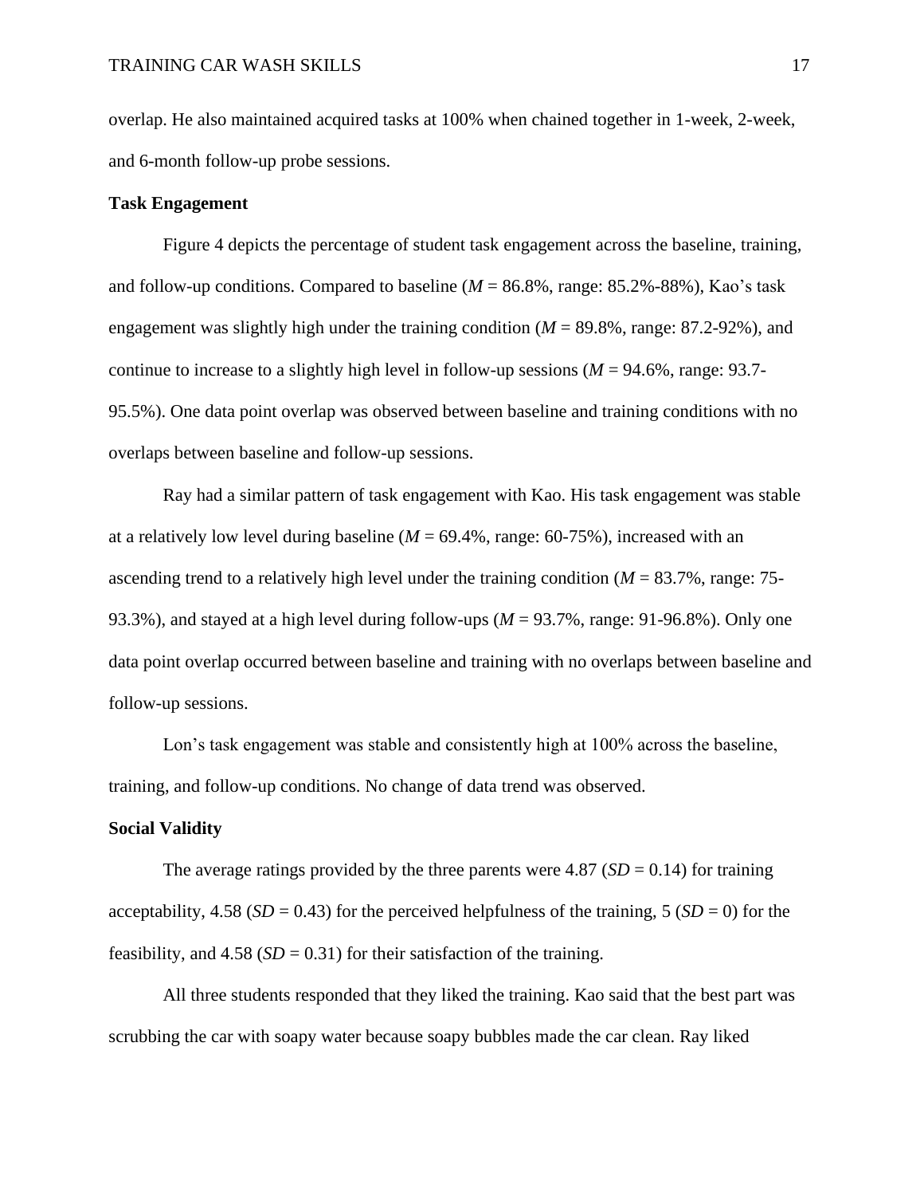overlap. He also maintained acquired tasks at 100% when chained together in 1-week, 2-week, and 6-month follow-up probe sessions.

**Task Engagement**

Figure 4 depicts the percentage of student task engagement across the baseline, training, and follow-up conditions. Compared to baseline (*M* = 86.8%, range: 85.2%-88%), Kao's task engagement was slightly high under the training condition (*M* = 89.8%, range: 87.2-92%), and continue to increase to a slightly high level in follow-up sessions (*M* = 94.6%, range: 93.7-95.5%). One data point overlap was observed between baseline and training conditions with no overlaps between baseline and follow-up sessions.

Ray had a similar pattern of task engagement with Kao. His task engagement was stable at a relatively low level during baseline (*M* = 69.4%, range: 60-75%), increased with an ascending trend to a relatively high level under the training condition (*M* = 83.7%, range: 75-93.3%), and stayed at a high level during follow-ups (*M* = 93.7%, range: 91-96.8%). Only one data point overlap occurred between baseline and training with no overlaps between baseline and follow-up sessions.

Lon's task engagement was stable and consistently high at 100% across the baseline, training, and follow-up conditions. No change of data trend was observed.

**Social Validity**

The average ratings provided by the three parents were 4.87 (*SD* = 0.14) for training acceptability, 4.58 (*SD* = 0.43) for the perceived helpfulness of the training, 5 (*SD* = 0) for the feasibility, and 4.58 (*SD* = 0.31) for their satisfaction of the training.

All three students responded that they liked the training. Kao said that the best part was scrubbing the car with soapy water because soapy bubbles made the car clean. Ray liked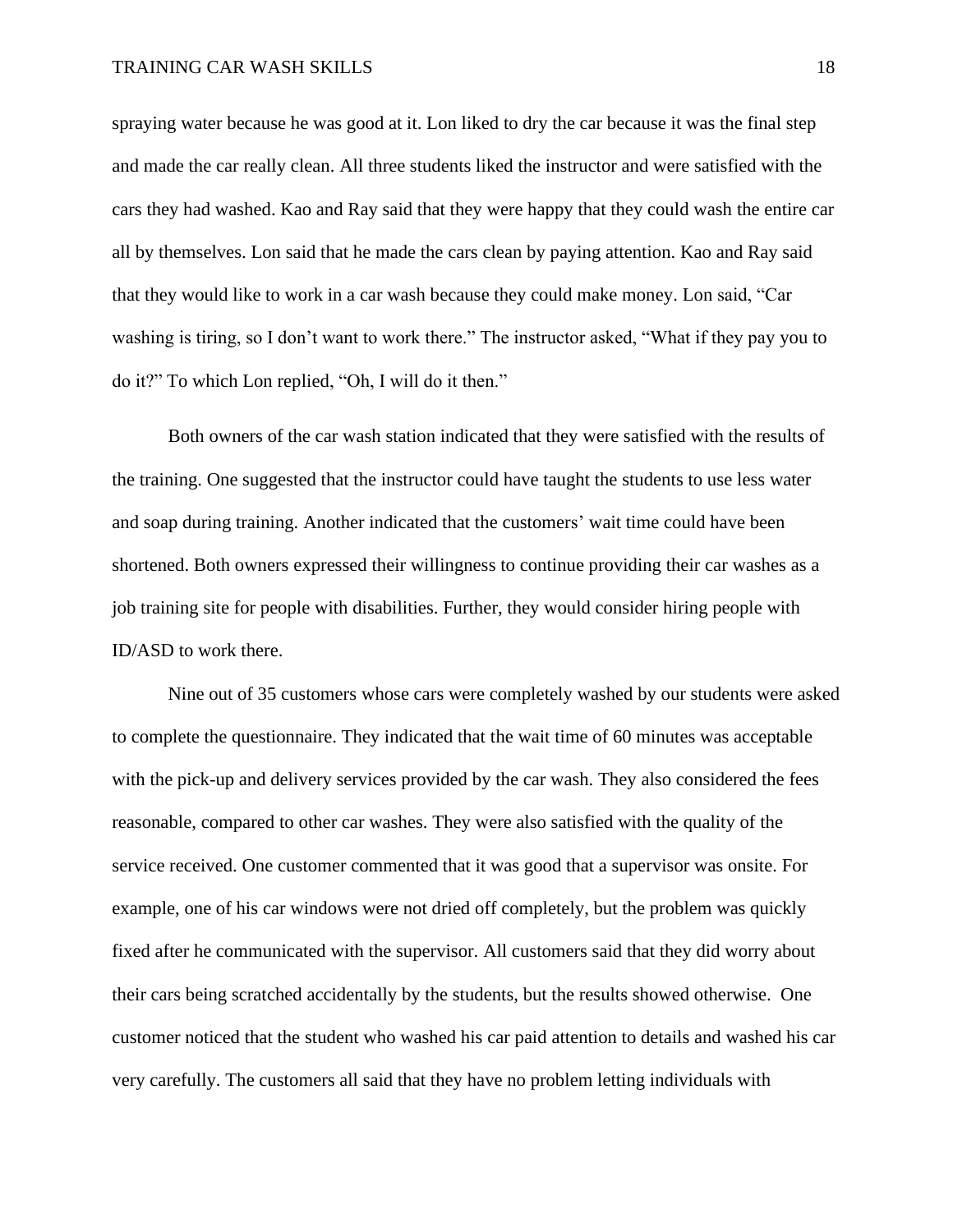spraying water because he was good at it. Lon liked to dry the car because it was the final step and made the car really clean. All three students liked the instructor and were satisfied with the cars they had washed. Kao and Ray said that they were happy that they could wash the entire car all by themselves. Lon said that he made the cars clean by paying attention. Kao and Ray said that they would like to work in a car wash because they could make money. Lon said, "Car washing is tiring, so I don't want to work there." The instructor asked, "What if they pay you to do it?" To which Lon replied, "Oh, I will do it then."

Both owners of the car wash station indicated that they were satisfied with the results of the training. One suggested that the instructor could have taught the students to use less water and soap during training. Another indicated that the customers' wait time could have been shortened. Both owners expressed their willingness to continue providing their car washes as a job training site for people with disabilities. Further, they would consider hiring people with ID/ASD to work there.

Nine out of 35 customers whose cars were completely washed by our students were asked to complete the questionnaire. They indicated that the wait time of 60 minutes was acceptable with the pick-up and delivery services provided by the car wash. They also considered the fees reasonable, compared to other car washes. They were also satisfied with the quality of the service received. One customer commented that it was good that a supervisor was onsite. For example, one of his car windows were not dried off completely, but the problem was quickly fixed after he communicated with the supervisor. All customers said that they did worry about their cars being scratched accidentally by the students, but the results showed otherwise. One customer noticed that the student who washed his car paid attention to details and washed his car very carefully. The customers all said that they have no problem letting individuals with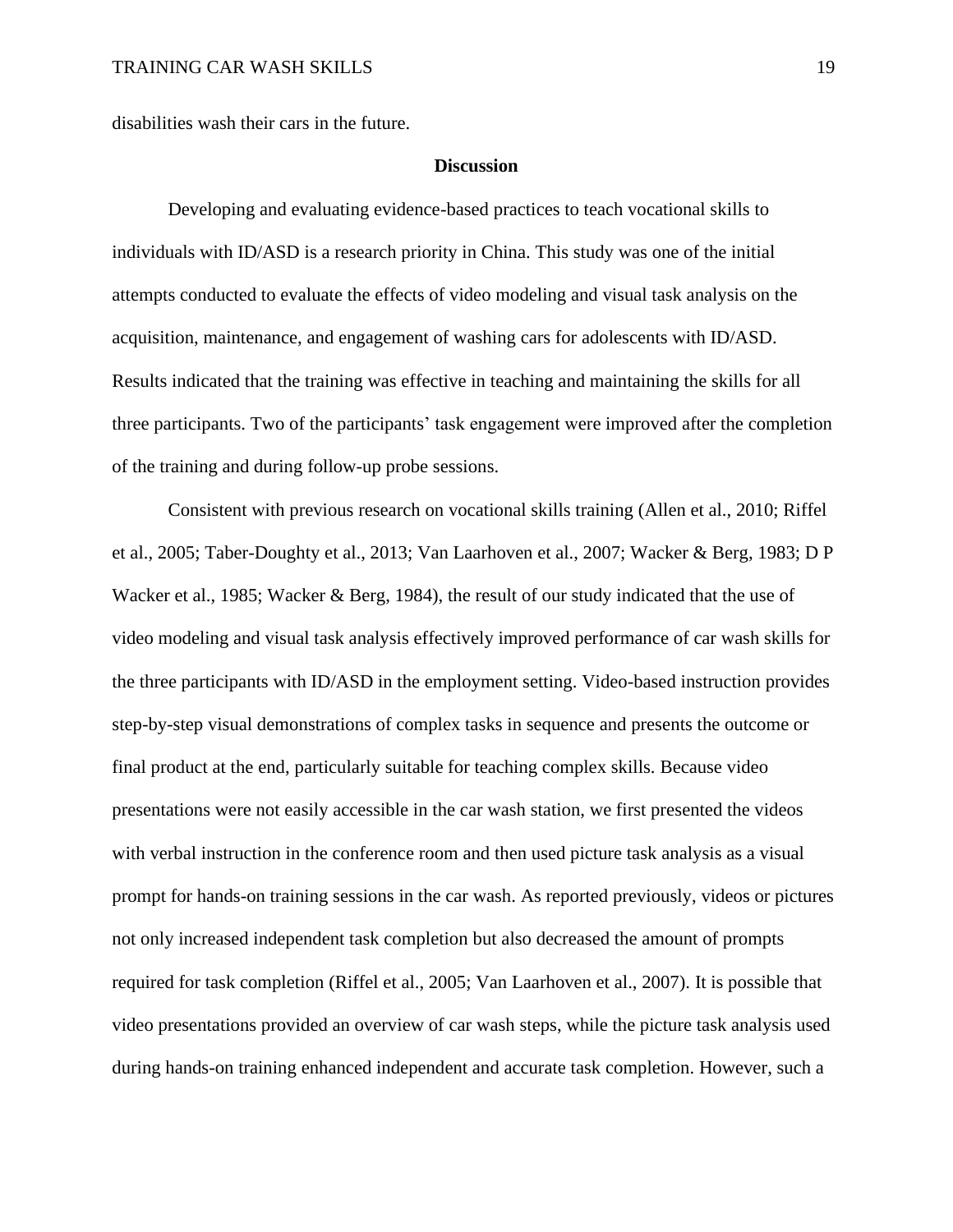disabilities wash their cars in the future.

## Discussion

Developing and evaluating evidence-based practices to teach vocational skills to individuals with ID/ASD is a research priority in China. This study was one of the initial attempts conducted to evaluate the effects of video modeling and visual task analysis on the acquisition, maintenance, and engagement of washing cars for adolescents with ID/ASD. Results indicated that the training was effective in teaching and maintaining the skills for all three participants. Two of the participants' task engagement were improved after the completion of the training and during follow-up probe sessions.

Consistent with previous research on vocational skills training (Allen et al., 2010; Riffel et al., 2005; Taber-Doughty et al., 2013; Van Laarhoven et al., 2007; Wacker & Berg, 1983; D P Wacker et al., 1985; Wacker & Berg, 1984), the result of our study indicated that the use of video modeling and visual task analysis effectively improved performance of car wash skills for the three participants with ID/ASD in the employment setting. Video-based instruction provides step-by-step visual demonstrations of complex tasks in sequence and presents the outcome or final product at the end, particularly suitable for teaching complex skills. Because video presentations were not easily accessible in the car wash station, we first presented the videos with verbal instruction in the conference room and then used picture task analysis as a visual prompt for hands-on training sessions in the car wash. As reported previously, videos or pictures not only increased independent task completion but also decreased the amount of prompts required for task completion (Riffel et al., 2005; Van Laarhoven et al., 2007). It is possible that video presentations provided an overview of car wash steps, while the picture task analysis used during hands-on training enhanced independent and accurate task completion. However, such a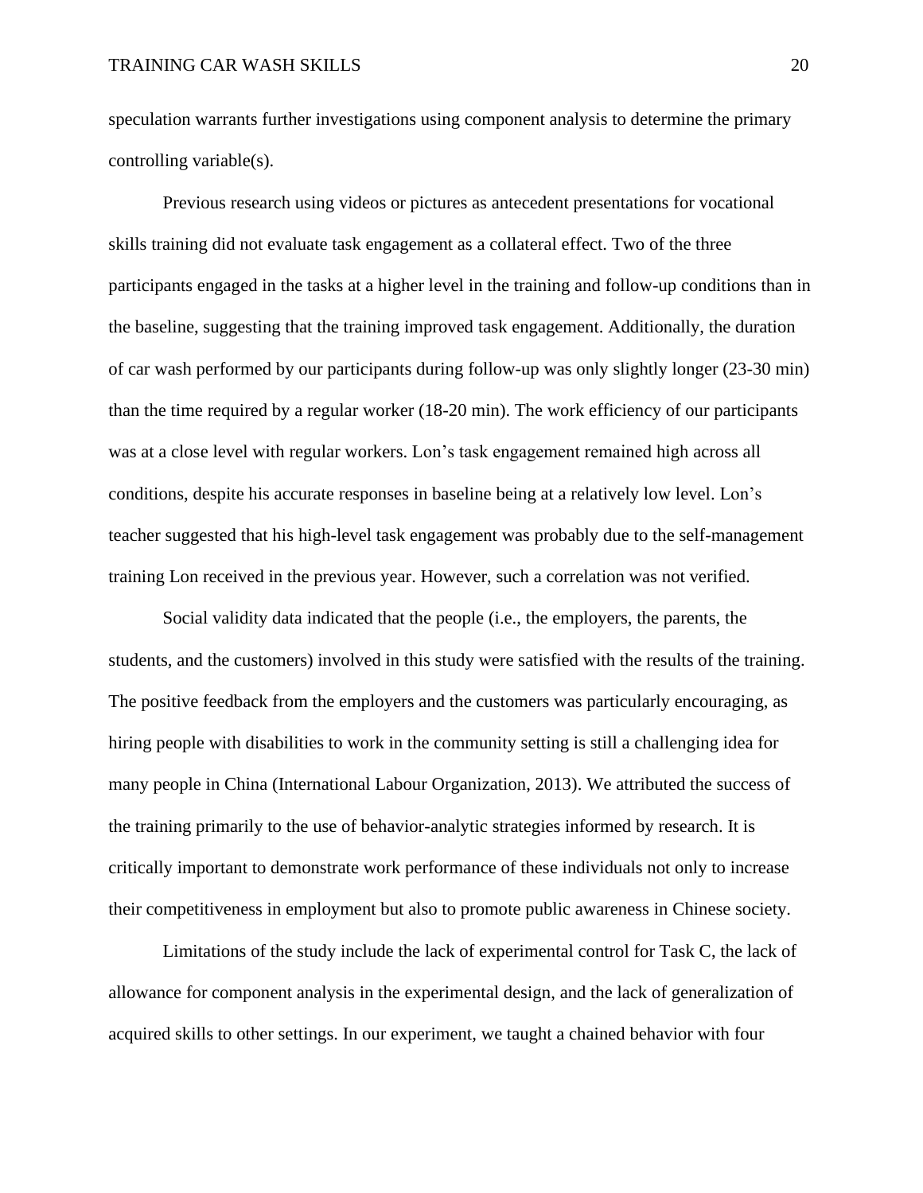speculation warrants further investigations using component analysis to determine the primary controlling variable(s).

Previous research using videos or pictures as antecedent presentations for vocational skills training did not evaluate task engagement as a collateral effect. Two of the three participants engaged in the tasks at a higher level in the training and follow-up conditions than in the baseline, suggesting that the training improved task engagement. Additionally, the duration of car wash performed by our participants during follow-up was only slightly longer (23-30 min) than the time required by a regular worker (18-20 min). The work efficiency of our participants was at a close level with regular workers. Lon's task engagement remained high across all conditions, despite his accurate responses in baseline being at a relatively low level. Lon's teacher suggested that his high-level task engagement was probably due to the self-management training Lon received in the previous year. However, such a correlation was not verified.

Social validity data indicated that the people (i.e., the employers, the parents, the students, and the customers) involved in this study were satisfied with the results of the training. The positive feedback from the employers and the customers was particularly encouraging, as hiring people with disabilities to work in the community setting is still a challenging idea for many people in China (International Labour Organization, 2013). We attributed the success of the training primarily to the use of behavior-analytic strategies informed by research. It is critically important to demonstrate work performance of these individuals not only to increase their competitiveness in employment but also to promote public awareness in Chinese society.

Limitations of the study include the lack of experimental control for Task C, the lack of allowance for component analysis in the experimental design, and the lack of generalization of acquired skills to other settings. In our experiment, we taught a chained behavior with four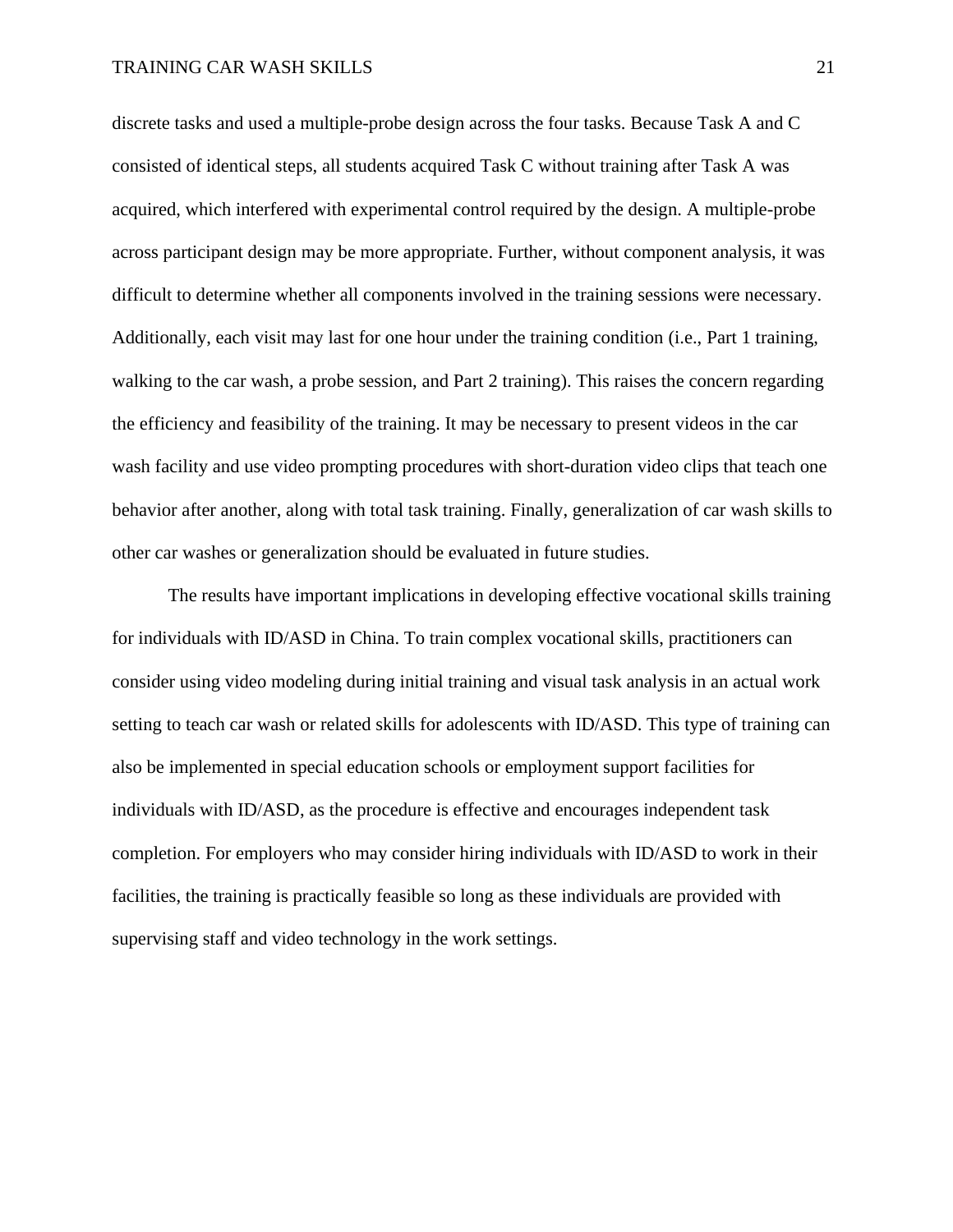discrete tasks and used a multiple-probe design across the four tasks. Because Task A and C consisted of identical steps, all students acquired Task C without training after Task A was acquired, which interfered with experimental control required by the design. A multiple-probe across participant design may be more appropriate. Further, without component analysis, it was difficult to determine whether all components involved in the training sessions were necessary. Additionally, each visit may last for one hour under the training condition (i.e., Part 1 training, walking to the car wash, a probe session, and Part 2 training). This raises the concern regarding the efficiency and feasibility of the training. It may be necessary to present videos in the car wash facility and use video prompting procedures with short-duration video clips that teach one behavior after another, along with total task training. Finally, generalization of car wash skills to other car washes or generalization should be evaluated in future studies.

The results have important implications in developing effective vocational skills training for individuals with ID/ASD in China. To train complex vocational skills, practitioners can consider using video modeling during initial training and visual task analysis in an actual work setting to teach car wash or related skills for adolescents with ID/ASD. This type of training can also be implemented in special education schools or employment support facilities for individuals with ID/ASD, as the procedure is effective and encourages independent task completion. For employers who may consider hiring individuals with ID/ASD to work in their facilities, the training is practically feasible so long as these individuals are provided with supervising staff and video technology in the work settings.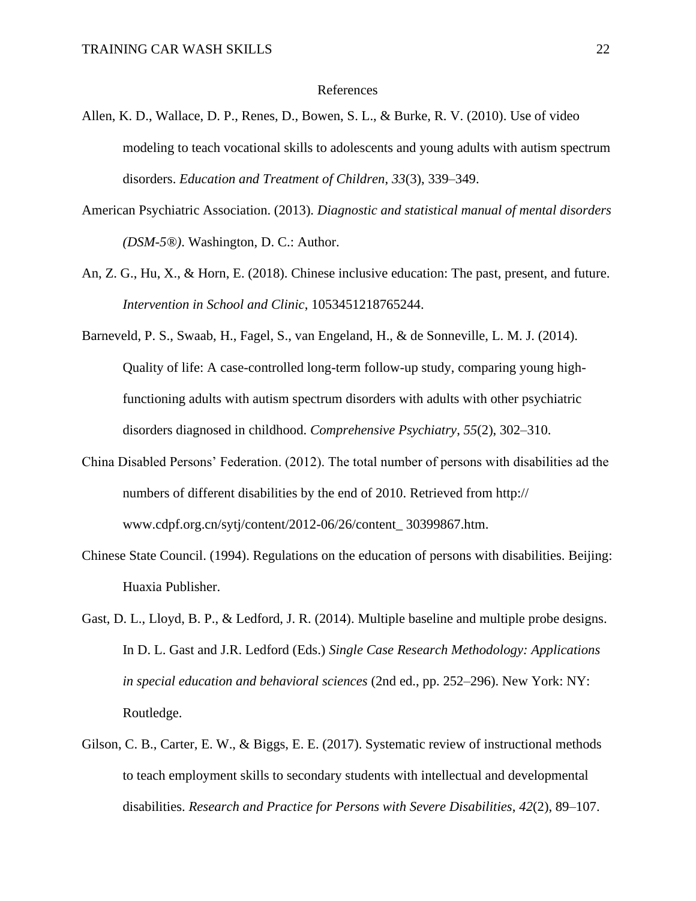# References

Allen, K. D., Wallace, D. P., Renes, D., Bowen, S. L., & Burke, R. V. (2010). Use of video modeling to teach vocational skills to adolescents and young adults with autism spectrum disorders. *Education and Treatment of Children*, *33*(3), 339–349.

American Psychiatric Association. (2013). *Diagnostic and statistical manual of mental disorders (DSM-5®)*. Washington, D. C.: Author.

An, Z. G., Hu, X., & Horn, E. (2018). Chinese inclusive education: The past, present, and future. *Intervention in School and Clinic*, 1053451218765244.

Barneveld, P. S., Swaab, H., Fagel, S., van Engeland, H., & de Sonneville, L. M. J. (2014). Quality of life: A case-controlled long-term follow-up study, comparing young high-functioning adults with autism spectrum disorders with adults with other psychiatric disorders diagnosed in childhood. *Comprehensive Psychiatry*, *55*(2), 302–310.

China Disabled Persons' Federation. (2012). The total number of persons with disabilities ad the numbers of different disabilities by the end of 2010. Retrieved from http:// www.cdpf.org.cn/sytj/content/2012-06/26/content_ 30399867.htm.

Chinese State Council. (1994). Regulations on the education of persons with disabilities. Beijing: Huaxia Publisher.

Gast, D. L., Lloyd, B. P., & Ledford, J. R. (2014). Multiple baseline and multiple probe designs. In D. L. Gast and J.R. Ledford (Eds.) *Single Case Research Methodology: Applications in special education and behavioral sciences* (2nd ed., pp. 252–296). New York: NY: Routledge.

Gilson, C. B., Carter, E. W., & Biggs, E. E. (2017). Systematic review of instructional methods to teach employment skills to secondary students with intellectual and developmental disabilities. *Research and Practice for Persons with Severe Disabilities*, *42*(2), 89–107.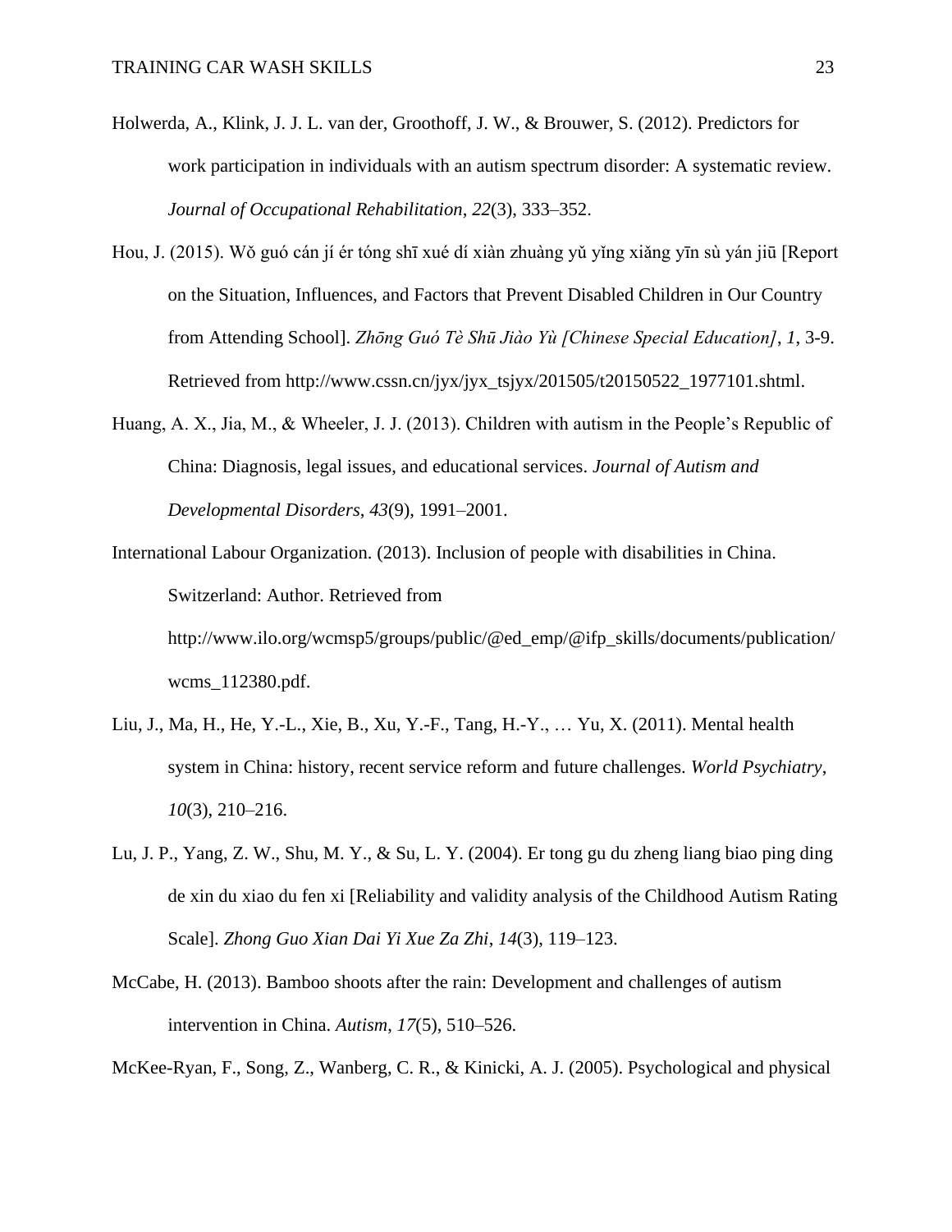Holwerda, A., Klink, J. J. L. van der, Groothoff, J. W., & Brouwer, S. (2012). Predictors for work participation in individuals with an autism spectrum disorder: A systematic review. *Journal of Occupational Rehabilitation*, *22*(3), 333–352.

Hou, J. (2015). Wǒ guó cán jí ér tóng shī xué dí xiàn zhuàng yǔ yǐng xiǎng yīn sù yán jiū [Report on the Situation, Influences, and Factors that Prevent Disabled Children in Our Country from Attending School]. *Zhōng Guó Tè Shū Jiào Yù [Chinese Special Education]*, *1*, 3-9. Retrieved from http://www.cssn.cn/jyx/jyx_tsjyx/201505/t20150522_1977101.shtml.

Huang, A. X., Jia, M., & Wheeler, J. J. (2013). Children with autism in the People's Republic of China: Diagnosis, legal issues, and educational services. *Journal of Autism and Developmental Disorders*, *43*(9), 1991–2001.

International Labour Organization. (2013). Inclusion of people with disabilities in China. Switzerland: Author. Retrieved from http://www.ilo.org/wcmsp5/groups/public/@ed_emp/@ifp_skills/documents/publication/wcms_112380.pdf.

Liu, J., Ma, H., He, Y.-L., Xie, B., Xu, Y.-F., Tang, H.-Y., … Yu, X. (2011). Mental health system in China: history, recent service reform and future challenges. *World Psychiatry*, *10*(3), 210–216.

Lu, J. P., Yang, Z. W., Shu, M. Y., & Su, L. Y. (2004). Er tong gu du zheng liang biao ping ding de xin du xiao du fen xi [Reliability and validity analysis of the Childhood Autism Rating Scale]. *Zhong Guo Xian Dai Yi Xue Za Zhi*, *14*(3), 119–123.

McCabe, H. (2013). Bamboo shoots after the rain: Development and challenges of autism intervention in China. *Autism*, *17*(5), 510–526.

McKee-Ryan, F., Song, Z., Wanberg, C. R., & Kinicki, A. J. (2005). Psychological and physical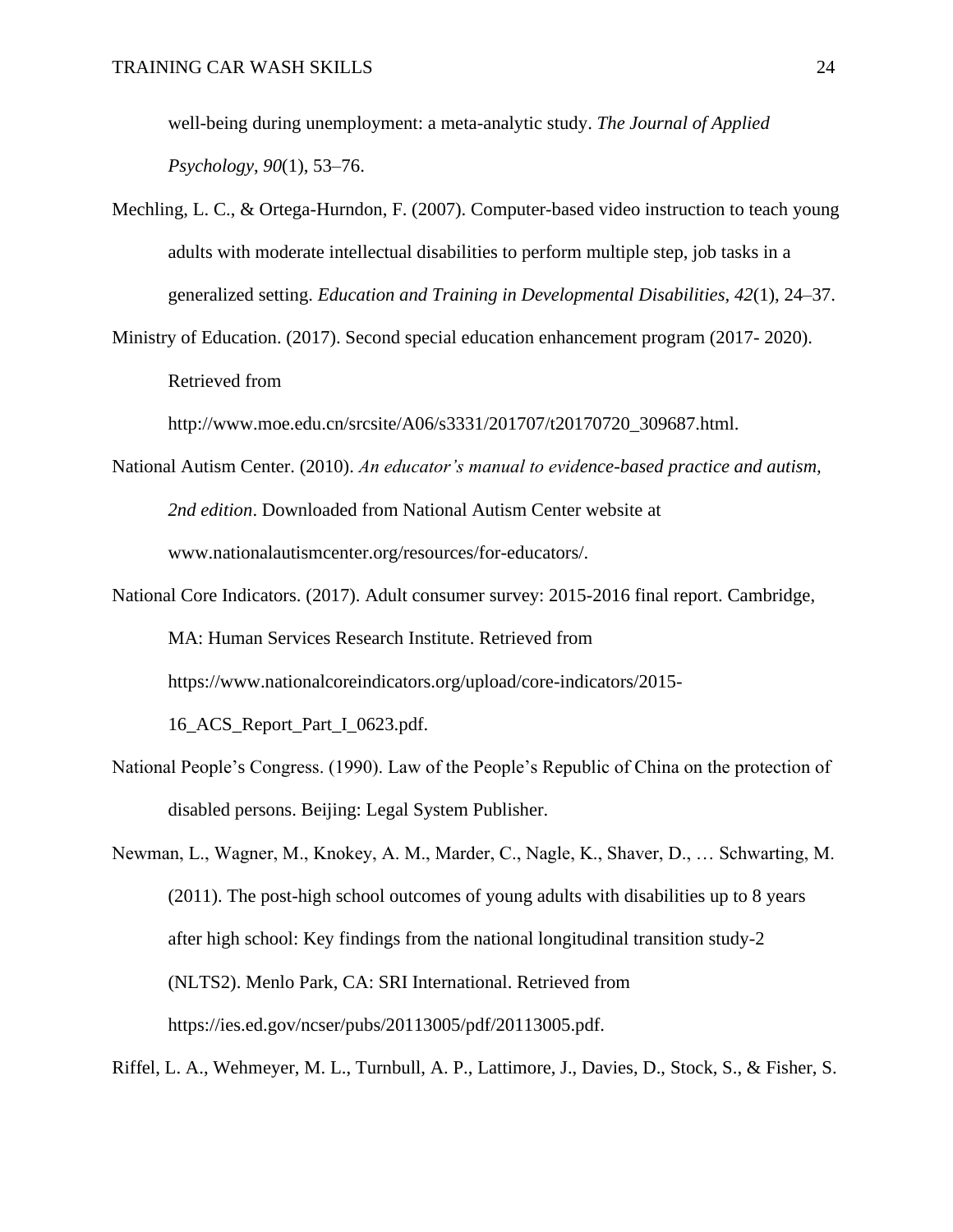well-being during unemployment: a meta-analytic study. *The Journal of Applied Psychology*, *90*(1), 53–76.

Mechling, L. C., & Ortega-Hurndon, F. (2007). Computer-based video instruction to teach young adults with moderate intellectual disabilities to perform multiple step, job tasks in a generalized setting. *Education and Training in Developmental Disabilities*, *42*(1), 24–37.

Ministry of Education. (2017). Second special education enhancement program (2017- 2020). Retrieved from http://www.moe.edu.cn/srcsite/A06/s3331/201707/t20170720_309687.html.

National Autism Center. (2010). *An educator's manual to evidence-based practice and autism, 2nd edition*. Downloaded from National Autism Center website at www.nationalautismcenter.org/resources/for-educators/.

National Core Indicators. (2017). Adult consumer survey: 2015-2016 final report. Cambridge, MA: Human Services Research Institute. Retrieved from https://www.nationalcoreindicators.org/upload/core-indicators/2015-16_ACS_Report_Part_I_0623.pdf.

National People's Congress. (1990). Law of the People's Republic of China on the protection of disabled persons. Beijing: Legal System Publisher.

Newman, L., Wagner, M., Knokey, A. M., Marder, C., Nagle, K., Shaver, D., … Schwarting, M. (2011). The post-high school outcomes of young adults with disabilities up to 8 years after high school: Key findings from the national longitudinal transition study-2 (NLTS2). Menlo Park, CA: SRI International. Retrieved from https://ies.ed.gov/ncser/pubs/20113005/pdf/20113005.pdf.

Riffel, L. A., Wehmeyer, M. L., Turnbull, A. P., Lattimore, J., Davies, D., Stock, S., & Fisher, S.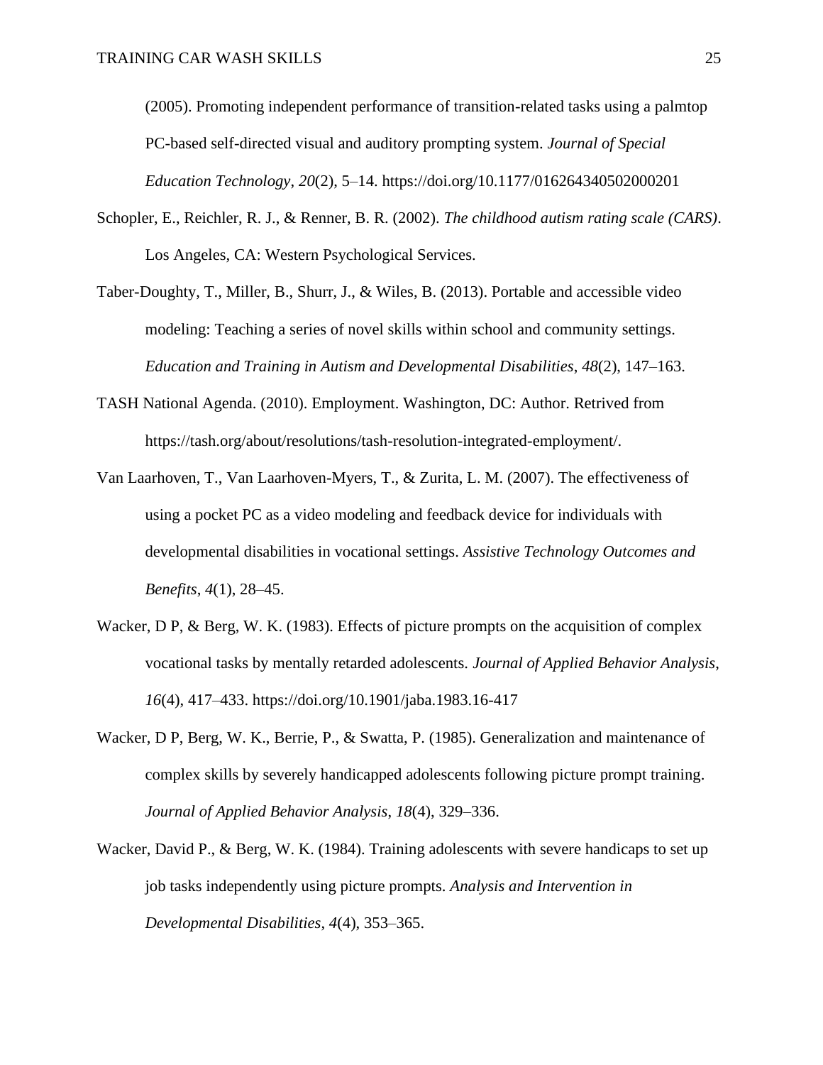(2005). Promoting independent performance of transition-related tasks using a palmtop PC-based self-directed visual and auditory prompting system. *Journal of Special Education Technology*, *20*(2), 5–14. https://doi.org/10.1177/016264340502000201

Schopler, E., Reichler, R. J., & Renner, B. R. (2002). *The childhood autism rating scale (CARS)*. Los Angeles, CA: Western Psychological Services.

Taber-Doughty, T., Miller, B., Shurr, J., & Wiles, B. (2013). Portable and accessible video modeling: Teaching a series of novel skills within school and community settings. *Education and Training in Autism and Developmental Disabilities*, *48*(2), 147–163.

TASH National Agenda. (2010). Employment. Washington, DC: Author. Retrived from https://tash.org/about/resolutions/tash-resolution-integrated-employment/.

Van Laarhoven, T., Van Laarhoven-Myers, T., & Zurita, L. M. (2007). The effectiveness of using a pocket PC as a video modeling and feedback device for individuals with developmental disabilities in vocational settings. *Assistive Technology Outcomes and Benefits*, *4*(1), 28–45.

Wacker, D P, & Berg, W. K. (1983). Effects of picture prompts on the acquisition of complex vocational tasks by mentally retarded adolescents. *Journal of Applied Behavior Analysis*, *16*(4), 417–433. https://doi.org/10.1901/jaba.1983.16-417

Wacker, D P, Berg, W. K., Berrie, P., & Swatta, P. (1985). Generalization and maintenance of complex skills by severely handicapped adolescents following picture prompt training. *Journal of Applied Behavior Analysis*, *18*(4), 329–336.

Wacker, David P., & Berg, W. K. (1984). Training adolescents with severe handicaps to set up job tasks independently using picture prompts. *Analysis and Intervention in Developmental Disabilities*, *4*(4), 353–365.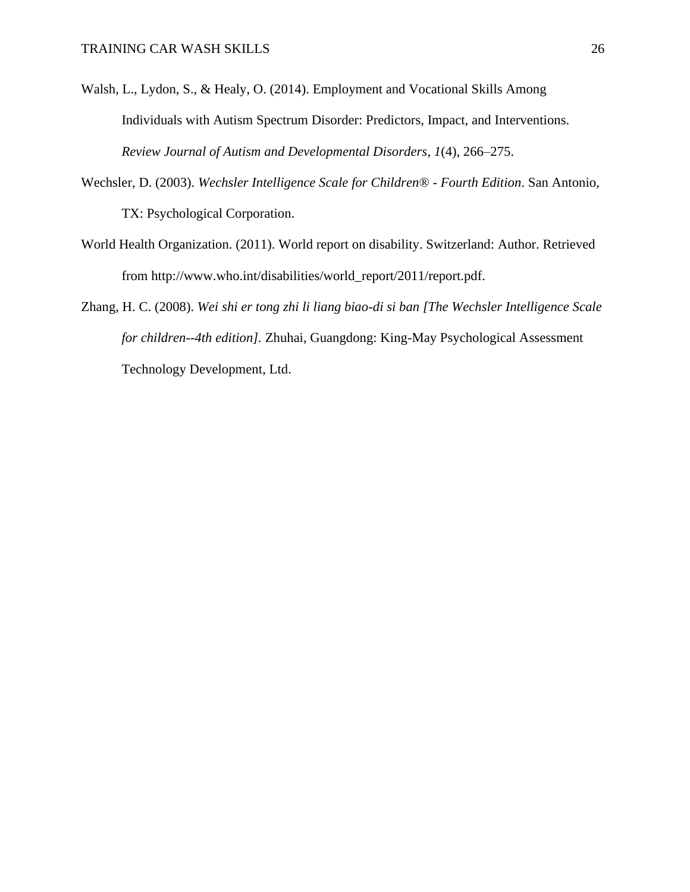Walsh, L., Lydon, S., & Healy, O. (2014). Employment and Vocational Skills Among Individuals with Autism Spectrum Disorder: Predictors, Impact, and Interventions. *Review Journal of Autism and Developmental Disorders*, *1*(4), 266–275.

Wechsler, D. (2003). *Wechsler Intelligence Scale for Children® - Fourth Edition*. San Antonio, TX: Psychological Corporation.

World Health Organization. (2011). World report on disability. Switzerland: Author. Retrieved from http://www.who.int/disabilities/world_report/2011/report.pdf.

Zhang, H. C. (2008). *Wei shi er tong zhi li liang biao-di si ban [The Wechsler Intelligence Scale for children--4th edition].* Zhuhai, Guangdong: King-May Psychological Assessment Technology Development, Ltd.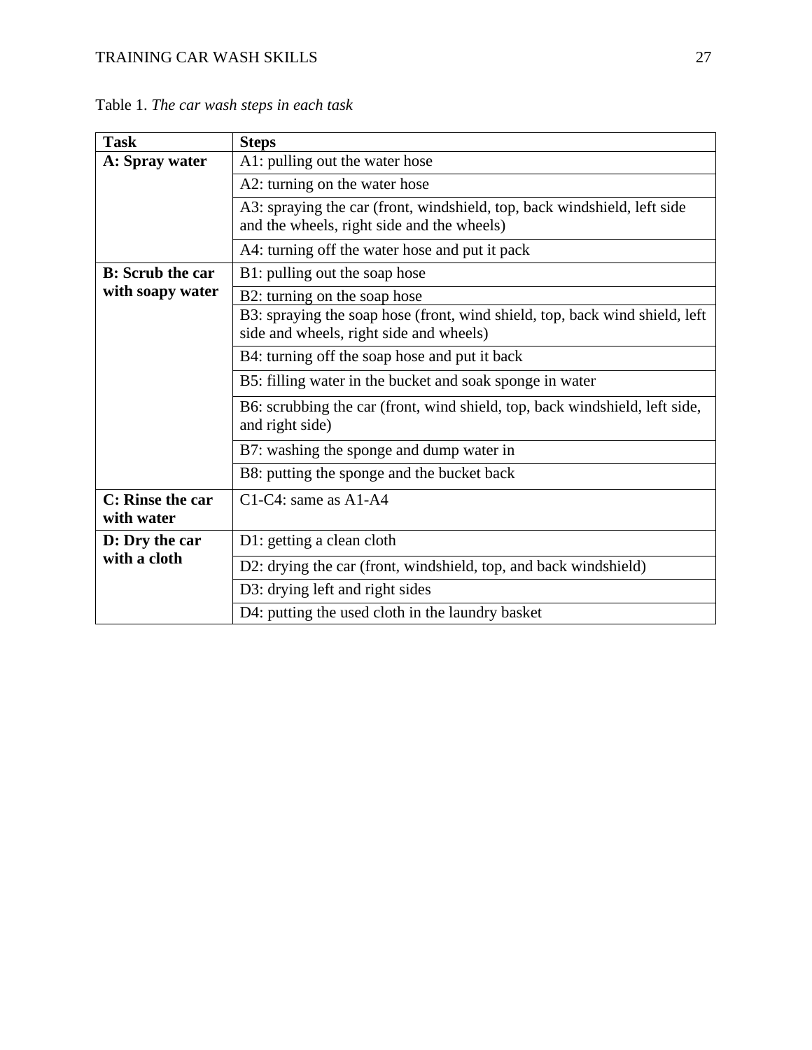Table 1. *The car wash steps in each task*

| Task | Steps |
|---|---|
| **A: Spray water** | A1: pulling out the water hose |
| | A2: turning on the water hose |
| | A3: spraying the car (front, windshield, top, back windshield, left side and the wheels, right side and the wheels) |
| | A4: turning off the water hose and put it pack |
| **B: Scrub the car with soapy water** | B1: pulling out the soap hose |
| | B2: turning on the soap hose |
| | B3: spraying the soap hose (front, wind shield, top, back wind shield, left side and wheels, right side and wheels) |
| | B4: turning off the soap hose and put it back |
| | B5: filling water in the bucket and soak sponge in water |
| | B6: scrubbing the car (front, wind shield, top, back windshield, left side, and right side) |
| | B7: washing the sponge and dump water in |
| | B8: putting the sponge and the bucket back |
| **C: Rinse the car with water** | C1-C4: same as A1-A4 |
| **D: Dry the car with a cloth** | D1: getting a clean cloth |
| | D2: drying the car (front, windshield, top, and back windshield) |
| | D3: drying left and right sides |
| | D4: putting the used cloth in the laundry basket |